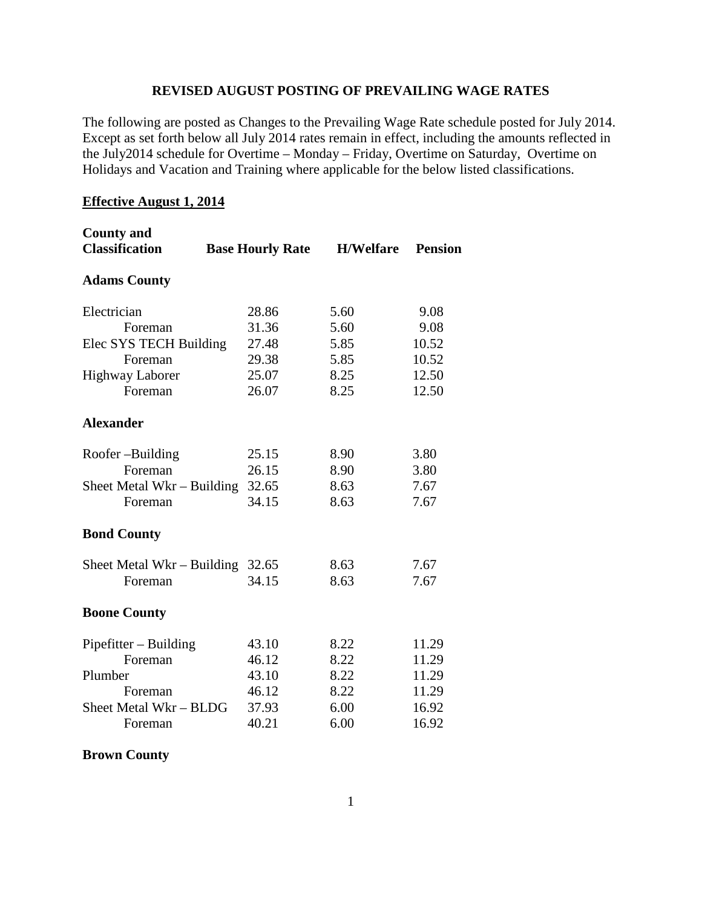## REVISED AUGUST POSTING OF PREVAILING WAGE RATES

The following are posted as Changes to the Prevailing Wage Rate schedule posted for July 2014. Except as set forth below all July 2014 rates remain in effect, including the amounts reflected in the July2014 schedule for Overtime – Monday – Friday, Overtime on Saturday, Overtime on Holidays and Vacation and Training where applicable for the below listed classifications.

**Effective August 1, 2014**

| County and Classification | Base Hourly Rate | H/Welfare | Pension |
|---|---|---|---|
| **Adams County** | | | |
| Electrician | 28.86 | 5.60 | 9.08 |
| Foreman | 31.36 | 5.60 | 9.08 |
| Elec SYS TECH Building | 27.48 | 5.85 | 10.52 |
| Foreman | 29.38 | 5.85 | 10.52 |
| Highway Laborer | 25.07 | 8.25 | 12.50 |
| Foreman | 26.07 | 8.25 | 12.50 |
| **Alexander** | | | |
| Roofer –Building | 25.15 | 8.90 | 3.80 |
| Foreman | 26.15 | 8.90 | 3.80 |
| Sheet Metal Wkr – Building | 32.65 | 8.63 | 7.67 |
| Foreman | 34.15 | 8.63 | 7.67 |
| **Bond County** | | | |
| Sheet Metal Wkr – Building | 32.65 | 8.63 | 7.67 |
| Foreman | 34.15 | 8.63 | 7.67 |
| **Boone County** | | | |
| Pipefitter – Building | 43.10 | 8.22 | 11.29 |
| Foreman | 46.12 | 8.22 | 11.29 |
| Plumber | 43.10 | 8.22 | 11.29 |
| Foreman | 46.12 | 8.22 | 11.29 |
| Sheet Metal Wkr – BLDG | 37.93 | 6.00 | 16.92 |
| Foreman | 40.21 | 6.00 | 16.92 |
| **Brown County** | | | |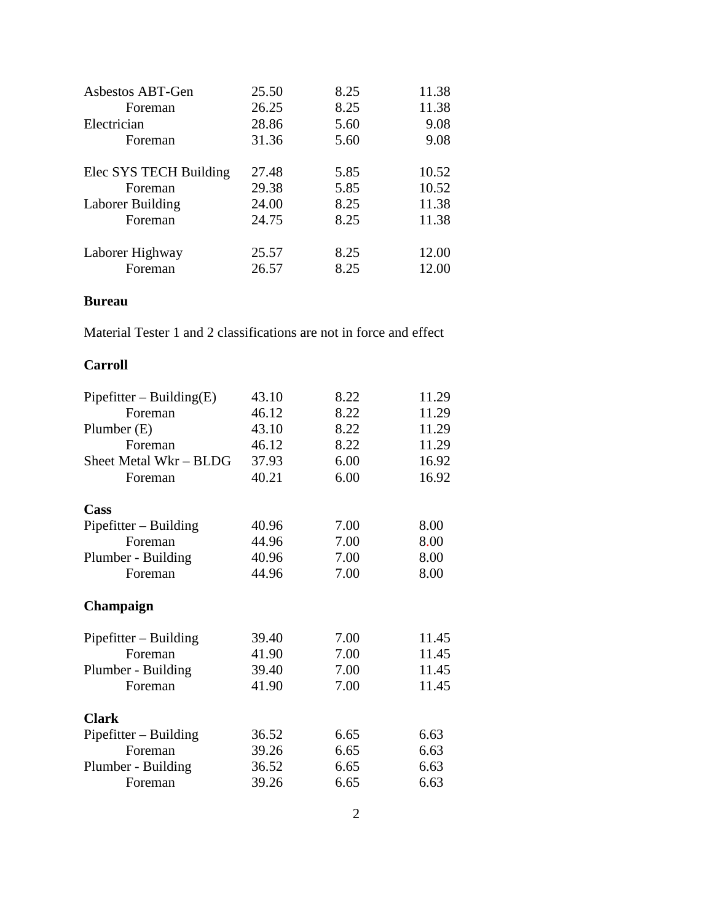| | | | |
|---|---|---|---|
| Asbestos ABT-Gen | 25.50 | 8.25 | 11.38 |
| Foreman | 26.25 | 8.25 | 11.38 |
| Electrician | 28.86 | 5.60 | 9.08 |
| Foreman | 31.36 | 5.60 | 9.08 |
| Elec SYS TECH Building | 27.48 | 5.85 | 10.52 |
| Foreman | 29.38 | 5.85 | 10.52 |
| Laborer Building | 24.00 | 8.25 | 11.38 |
| Foreman | 24.75 | 8.25 | 11.38 |
| Laborer Highway | 25.57 | 8.25 | 12.00 |
| Foreman | 26.57 | 8.25 | 12.00 |

**Bureau**

Material Tester 1 and 2 classifications are not in force and effect

**Carroll**

| | | | |
|---|---|---|---|
| Pipefitter – Building(E) | 43.10 | 8.22 | 11.29 |
| Foreman | 46.12 | 8.22 | 11.29 |
| Plumber (E) | 43.10 | 8.22 | 11.29 |
| Foreman | 46.12 | 8.22 | 11.29 |
| Sheet Metal Wkr – BLDG | 37.93 | 6.00 | 16.92 |
| Foreman | 40.21 | 6.00 | 16.92 |

**Cass**

| | | | |
|---|---|---|---|
| Pipefitter – Building | 40.96 | 7.00 | 8.00 |
| Foreman | 44.96 | 7.00 | 8.00 |
| Plumber - Building | 40.96 | 7.00 | 8.00 |
| Foreman | 44.96 | 7.00 | 8.00 |

**Champaign**

| | | | |
|---|---|---|---|
| Pipefitter – Building | 39.40 | 7.00 | 11.45 |
| Foreman | 41.90 | 7.00 | 11.45 |
| Plumber - Building | 39.40 | 7.00 | 11.45 |
| Foreman | 41.90 | 7.00 | 11.45 |

**Clark**

| | | | |
|---|---|---|---|
| Pipefitter – Building | 36.52 | 6.65 | 6.63 |
| Foreman | 39.26 | 6.65 | 6.63 |
| Plumber - Building | 36.52 | 6.65 | 6.63 |
| Foreman | 39.26 | 6.65 | 6.63 |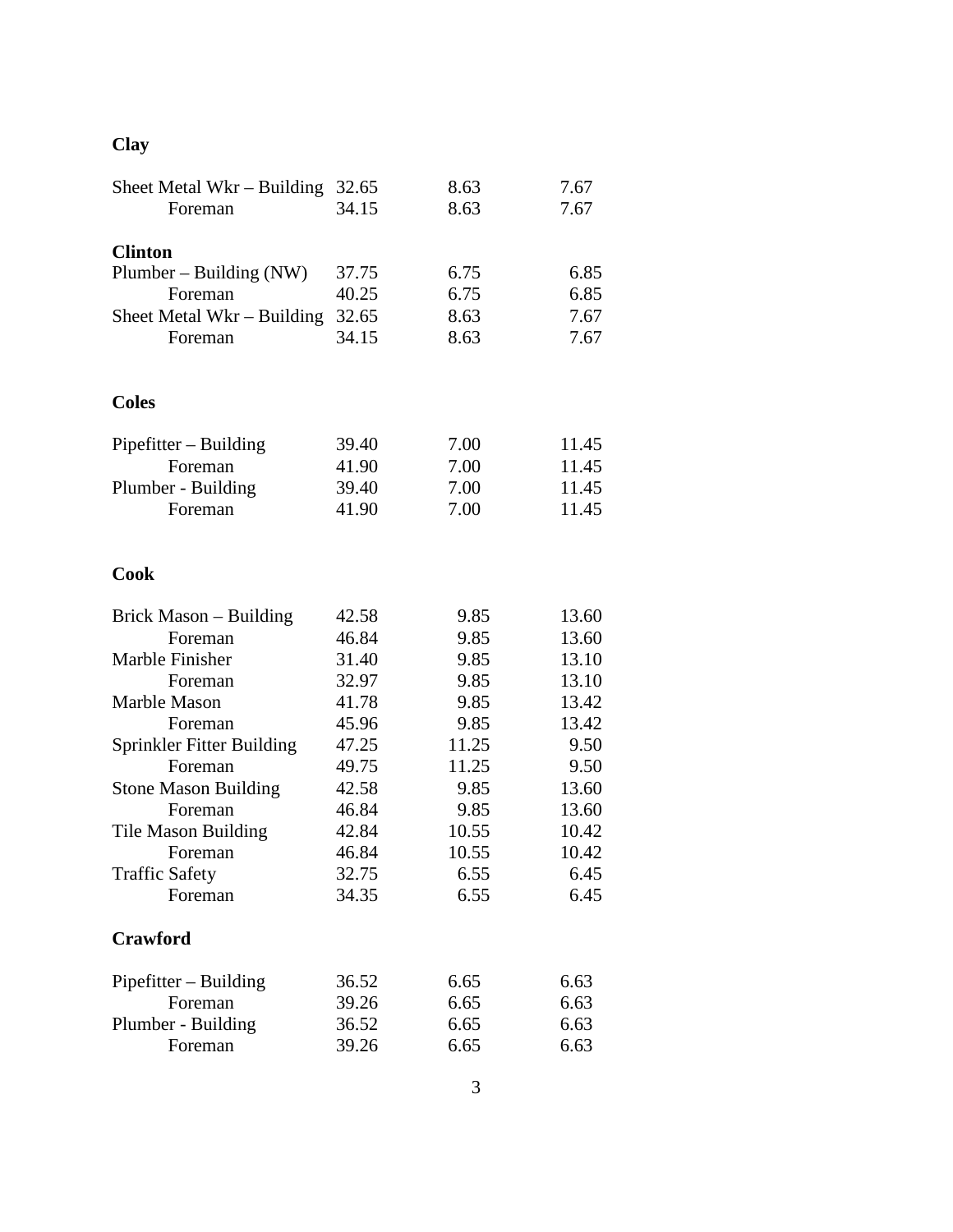**Clay**

| | | | |
|---|---|---|---|
| Sheet Metal Wkr – Building | 32.65 | 8.63 | 7.67 |
| Foreman | 34.15 | 8.63 | 7.67 |

**Clinton**

| | | | |
|---|---|---|---|
| Plumber – Building (NW) | 37.75 | 6.75 | 6.85 |
| Foreman | 40.25 | 6.75 | 6.85 |
| Sheet Metal Wkr – Building | 32.65 | 8.63 | 7.67 |
| Foreman | 34.15 | 8.63 | 7.67 |

**Coles**

| | | | |
|---|---|---|---|
| Pipefitter – Building | 39.40 | 7.00 | 11.45 |
| Foreman | 41.90 | 7.00 | 11.45 |
| Plumber - Building | 39.40 | 7.00 | 11.45 |
| Foreman | 41.90 | 7.00 | 11.45 |

**Cook**

| | | | |
|---|---|---|---|
| Brick Mason – Building | 42.58 | 9.85 | 13.60 |
| Foreman | 46.84 | 9.85 | 13.60 |
| Marble Finisher | 31.40 | 9.85 | 13.10 |
| Foreman | 32.97 | 9.85 | 13.10 |
| Marble Mason | 41.78 | 9.85 | 13.42 |
| Foreman | 45.96 | 9.85 | 13.42 |
| Sprinkler Fitter Building | 47.25 | 11.25 | 9.50 |
| Foreman | 49.75 | 11.25 | 9.50 |
| Stone Mason Building | 42.58 | 9.85 | 13.60 |
| Foreman | 46.84 | 9.85 | 13.60 |
| Tile Mason Building | 42.84 | 10.55 | 10.42 |
| Foreman | 46.84 | 10.55 | 10.42 |
| Traffic Safety | 32.75 | 6.55 | 6.45 |
| Foreman | 34.35 | 6.55 | 6.45 |

**Crawford**

| | | | |
|---|---|---|---|
| Pipefitter – Building | 36.52 | 6.65 | 6.63 |
| Foreman | 39.26 | 6.65 | 6.63 |
| Plumber - Building | 36.52 | 6.65 | 6.63 |
| Foreman | 39.26 | 6.65 | 6.63 |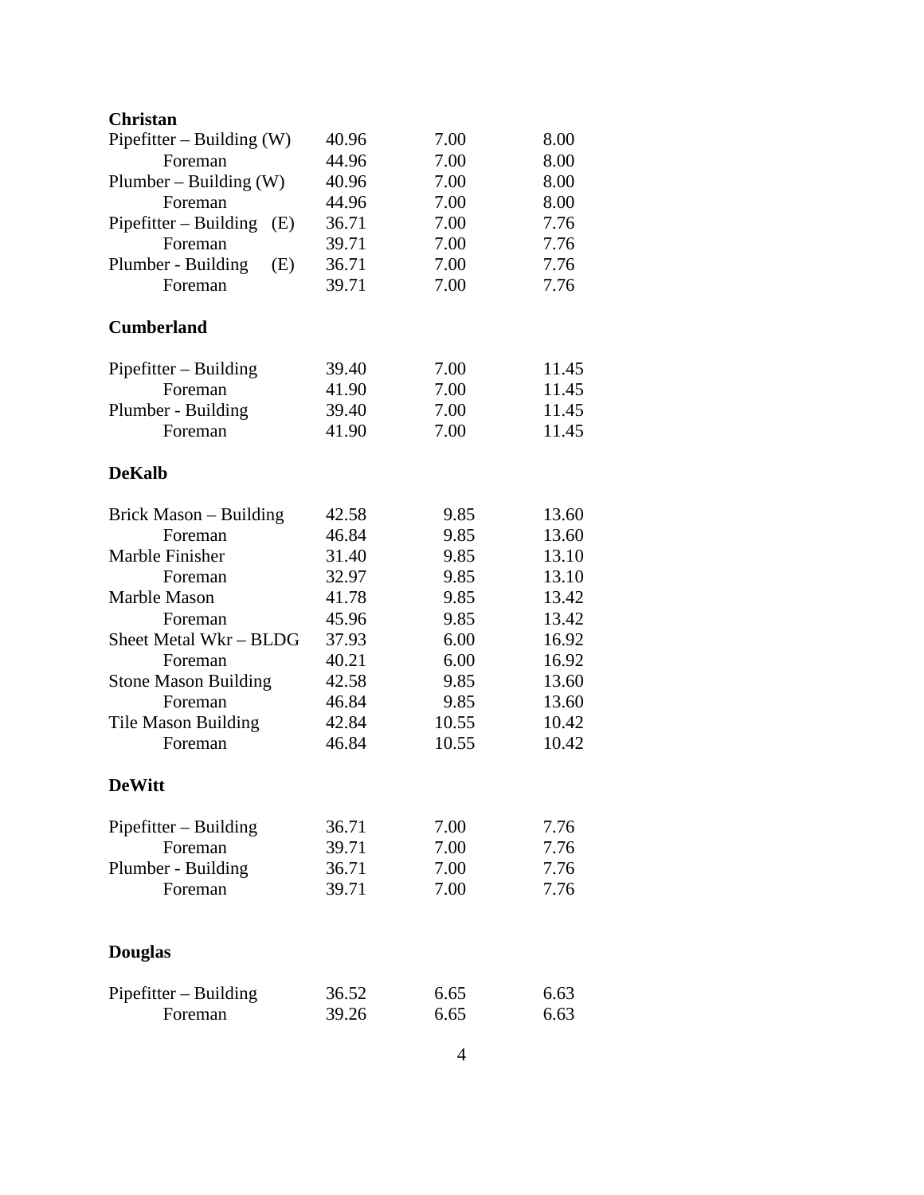**Christan**

| | | | |
|---|---|---|---|
| Pipefitter – Building (W) | 40.96 | 7.00 | 8.00 |
| Foreman | 44.96 | 7.00 | 8.00 |
| Plumber – Building (W) | 40.96 | 7.00 | 8.00 |
| Foreman | 44.96 | 7.00 | 8.00 |
| Pipefitter – Building (E) | 36.71 | 7.00 | 7.76 |
| Foreman | 39.71 | 7.00 | 7.76 |
| Plumber - Building (E) | 36.71 | 7.00 | 7.76 |
| Foreman | 39.71 | 7.00 | 7.76 |

**Cumberland**

| | | | |
|---|---|---|---|
| Pipefitter – Building | 39.40 | 7.00 | 11.45 |
| Foreman | 41.90 | 7.00 | 11.45 |
| Plumber - Building | 39.40 | 7.00 | 11.45 |
| Foreman | 41.90 | 7.00 | 11.45 |

**DeKalb**

| | | | |
|---|---|---|---|
| Brick Mason – Building | 42.58 | 9.85 | 13.60 |
| Foreman | 46.84 | 9.85 | 13.60 |
| Marble Finisher | 31.40 | 9.85 | 13.10 |
| Foreman | 32.97 | 9.85 | 13.10 |
| Marble Mason | 41.78 | 9.85 | 13.42 |
| Foreman | 45.96 | 9.85 | 13.42 |
| Sheet Metal Wkr – BLDG | 37.93 | 6.00 | 16.92 |
| Foreman | 40.21 | 6.00 | 16.92 |
| Stone Mason Building | 42.58 | 9.85 | 13.60 |
| Foreman | 46.84 | 9.85 | 13.60 |
| Tile Mason Building | 42.84 | 10.55 | 10.42 |
| Foreman | 46.84 | 10.55 | 10.42 |

**DeWitt**

| | | | |
|---|---|---|---|
| Pipefitter – Building | 36.71 | 7.00 | 7.76 |
| Foreman | 39.71 | 7.00 | 7.76 |
| Plumber - Building | 36.71 | 7.00 | 7.76 |
| Foreman | 39.71 | 7.00 | 7.76 |

**Douglas**

| | | | |
|---|---|---|---|
| Pipefitter – Building | 36.52 | 6.65 | 6.63 |
| Foreman | 39.26 | 6.65 | 6.63 |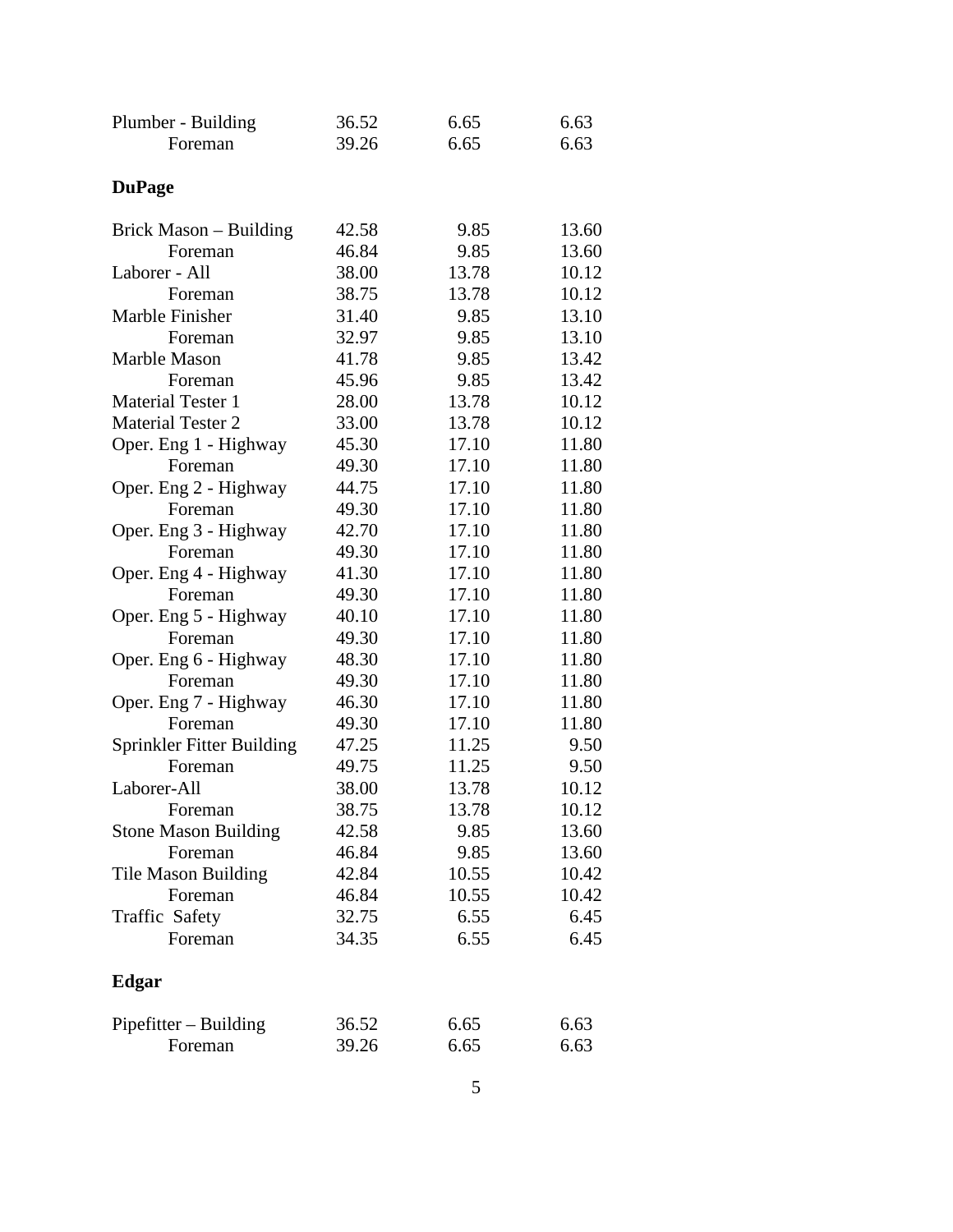| | | | |
|---|---|---|---|
| Plumber - Building | 36.52 | 6.65 | 6.63 |
| Foreman | 39.26 | 6.65 | 6.63 |

**DuPage**

| | | | |
|---|---|---|---|
| Brick Mason – Building | 42.58 | 9.85 | 13.60 |
| Foreman | 46.84 | 9.85 | 13.60 |
| Laborer - All | 38.00 | 13.78 | 10.12 |
| Foreman | 38.75 | 13.78 | 10.12 |
| Marble Finisher | 31.40 | 9.85 | 13.10 |
| Foreman | 32.97 | 9.85 | 13.10 |
| Marble Mason | 41.78 | 9.85 | 13.42 |
| Foreman | 45.96 | 9.85 | 13.42 |
| Material Tester 1 | 28.00 | 13.78 | 10.12 |
| Material Tester 2 | 33.00 | 13.78 | 10.12 |
| Oper. Eng 1 - Highway | 45.30 | 17.10 | 11.80 |
| Foreman | 49.30 | 17.10 | 11.80 |
| Oper. Eng 2 - Highway | 44.75 | 17.10 | 11.80 |
| Foreman | 49.30 | 17.10 | 11.80 |
| Oper. Eng 3 - Highway | 42.70 | 17.10 | 11.80 |
| Foreman | 49.30 | 17.10 | 11.80 |
| Oper. Eng 4 - Highway | 41.30 | 17.10 | 11.80 |
| Foreman | 49.30 | 17.10 | 11.80 |
| Oper. Eng 5 - Highway | 40.10 | 17.10 | 11.80 |
| Foreman | 49.30 | 17.10 | 11.80 |
| Oper. Eng 6 - Highway | 48.30 | 17.10 | 11.80 |
| Foreman | 49.30 | 17.10 | 11.80 |
| Oper. Eng 7 - Highway | 46.30 | 17.10 | 11.80 |
| Foreman | 49.30 | 17.10 | 11.80 |
| Sprinkler Fitter Building | 47.25 | 11.25 | 9.50 |
| Foreman | 49.75 | 11.25 | 9.50 |
| Laborer-All | 38.00 | 13.78 | 10.12 |
| Foreman | 38.75 | 13.78 | 10.12 |
| Stone Mason Building | 42.58 | 9.85 | 13.60 |
| Foreman | 46.84 | 9.85 | 13.60 |
| Tile Mason Building | 42.84 | 10.55 | 10.42 |
| Foreman | 46.84 | 10.55 | 10.42 |
| Traffic Safety | 32.75 | 6.55 | 6.45 |
| Foreman | 34.35 | 6.55 | 6.45 |

**Edgar**

| | | | |
|---|---|---|---|
| Pipefitter – Building | 36.52 | 6.65 | 6.63 |
| Foreman | 39.26 | 6.65 | 6.63 |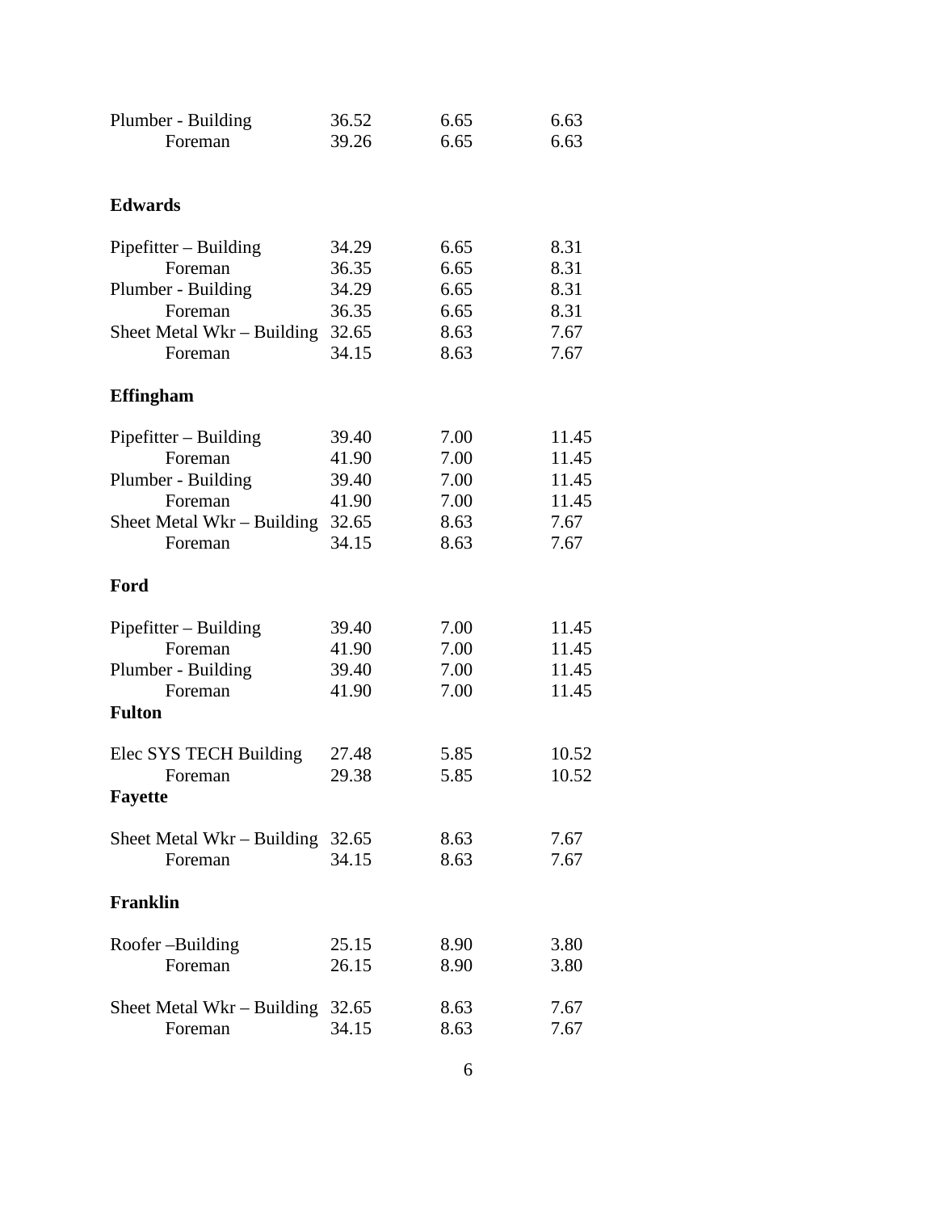| | | | |
|---|---|---|---|
| Plumber - Building | 36.52 | 6.65 | 6.63 |
| Foreman | 39.26 | 6.65 | 6.63 |

**Edwards**

| | | | |
|---|---|---|---|
| Pipefitter – Building | 34.29 | 6.65 | 8.31 |
| Foreman | 36.35 | 6.65 | 8.31 |
| Plumber - Building | 34.29 | 6.65 | 8.31 |
| Foreman | 36.35 | 6.65 | 8.31 |
| Sheet Metal Wkr – Building | 32.65 | 8.63 | 7.67 |
| Foreman | 34.15 | 8.63 | 7.67 |

**Effingham**

| | | | |
|---|---|---|---|
| Pipefitter – Building | 39.40 | 7.00 | 11.45 |
| Foreman | 41.90 | 7.00 | 11.45 |
| Plumber - Building | 39.40 | 7.00 | 11.45 |
| Foreman | 41.90 | 7.00 | 11.45 |
| Sheet Metal Wkr – Building | 32.65 | 8.63 | 7.67 |
| Foreman | 34.15 | 8.63 | 7.67 |

**Ford**

| | | | |
|---|---|---|---|
| Pipefitter – Building | 39.40 | 7.00 | 11.45 |
| Foreman | 41.90 | 7.00 | 11.45 |
| Plumber - Building | 39.40 | 7.00 | 11.45 |
| Foreman | 41.90 | 7.00 | 11.45 |

**Fulton**

| | | | |
|---|---|---|---|
| Elec SYS TECH Building | 27.48 | 5.85 | 10.52 |
| Foreman | 29.38 | 5.85 | 10.52 |

**Fayette**

| | | | |
|---|---|---|---|
| Sheet Metal Wkr – Building | 32.65 | 8.63 | 7.67 |
| Foreman | 34.15 | 8.63 | 7.67 |

**Franklin**

| | | | |
|---|---|---|---|
| Roofer –Building | 25.15 | 8.90 | 3.80 |
| Foreman | 26.15 | 8.90 | 3.80 |
| Sheet Metal Wkr – Building | 32.65 | 8.63 | 7.67 |
| Foreman | 34.15 | 8.63 | 7.67 |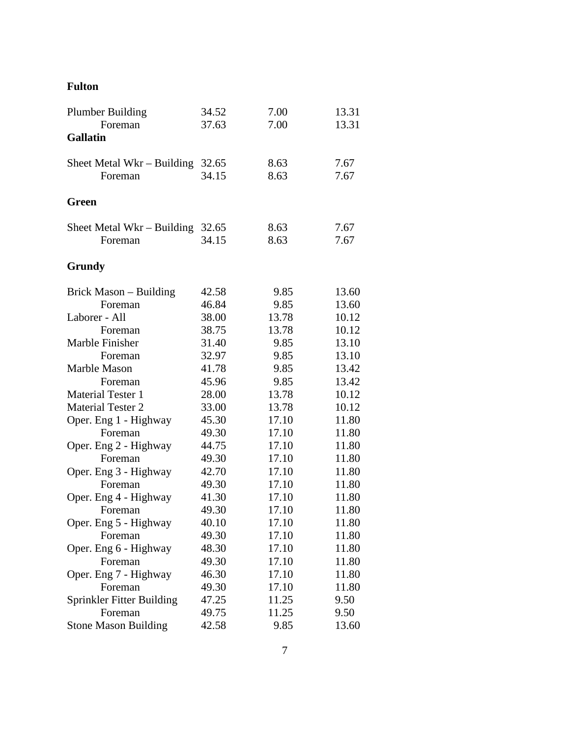**Fulton**

| | | | |
|---|---|---|---|
| Plumber Building | 34.52 | 7.00 | 13.31 |
| Foreman | 37.63 | 7.00 | 13.31 |

**Gallatin**

| | | | |
|---|---|---|---|
| Sheet Metal Wkr – Building | 32.65 | 8.63 | 7.67 |
| Foreman | 34.15 | 8.63 | 7.67 |

**Green**

| | | | |
|---|---|---|---|
| Sheet Metal Wkr – Building | 32.65 | 8.63 | 7.67 |
| Foreman | 34.15 | 8.63 | 7.67 |

**Grundy**

| | | | |
|---|---|---|---|
| Brick Mason – Building | 42.58 | 9.85 | 13.60 |
| Foreman | 46.84 | 9.85 | 13.60 |
| Laborer - All | 38.00 | 13.78 | 10.12 |
| Foreman | 38.75 | 13.78 | 10.12 |
| Marble Finisher | 31.40 | 9.85 | 13.10 |
| Foreman | 32.97 | 9.85 | 13.10 |
| Marble Mason | 41.78 | 9.85 | 13.42 |
| Foreman | 45.96 | 9.85 | 13.42 |
| Material Tester 1 | 28.00 | 13.78 | 10.12 |
| Material Tester 2 | 33.00 | 13.78 | 10.12 |
| Oper. Eng 1 - Highway | 45.30 | 17.10 | 11.80 |
| Foreman | 49.30 | 17.10 | 11.80 |
| Oper. Eng 2 - Highway | 44.75 | 17.10 | 11.80 |
| Foreman | 49.30 | 17.10 | 11.80 |
| Oper. Eng 3 - Highway | 42.70 | 17.10 | 11.80 |
| Foreman | 49.30 | 17.10 | 11.80 |
| Oper. Eng 4 - Highway | 41.30 | 17.10 | 11.80 |
| Foreman | 49.30 | 17.10 | 11.80 |
| Oper. Eng 5 - Highway | 40.10 | 17.10 | 11.80 |
| Foreman | 49.30 | 17.10 | 11.80 |
| Oper. Eng 6 - Highway | 48.30 | 17.10 | 11.80 |
| Foreman | 49.30 | 17.10 | 11.80 |
| Oper. Eng 7 - Highway | 46.30 | 17.10 | 11.80 |
| Foreman | 49.30 | 17.10 | 11.80 |
| Sprinkler Fitter Building | 47.25 | 11.25 | 9.50 |
| Foreman | 49.75 | 11.25 | 9.50 |
| Stone Mason Building | 42.58 | 9.85 | 13.60 |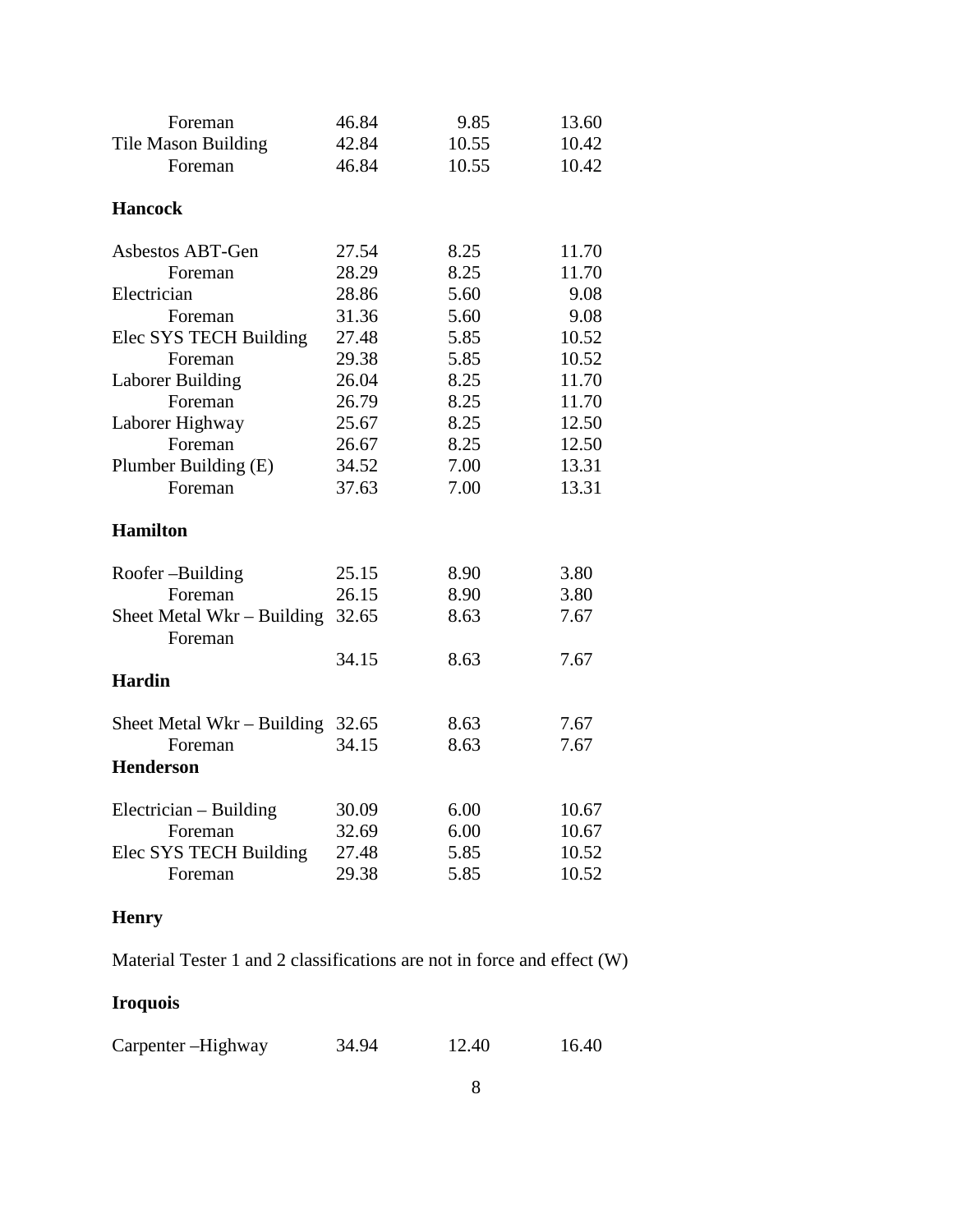| | | | |
|---|---|---|---|
| Foreman | 46.84 | 9.85 | 13.60 |
| Tile Mason Building | 42.84 | 10.55 | 10.42 |
| Foreman | 46.84 | 10.55 | 10.42 |

**Hancock**

| | | | |
|---|---|---|---|
| Asbestos ABT-Gen | 27.54 | 8.25 | 11.70 |
| Foreman | 28.29 | 8.25 | 11.70 |
| Electrician | 28.86 | 5.60 | 9.08 |
| Foreman | 31.36 | 5.60 | 9.08 |
| Elec SYS TECH Building | 27.48 | 5.85 | 10.52 |
| Foreman | 29.38 | 5.85 | 10.52 |
| Laborer Building | 26.04 | 8.25 | 11.70 |
| Foreman | 26.79 | 8.25 | 11.70 |
| Laborer Highway | 25.67 | 8.25 | 12.50 |
| Foreman | 26.67 | 8.25 | 12.50 |
| Plumber Building (E) | 34.52 | 7.00 | 13.31 |
| Foreman | 37.63 | 7.00 | 13.31 |

**Hamilton**

| | | | |
|---|---|---|---|
| Roofer –Building | 25.15 | 8.90 | 3.80 |
| Foreman | 26.15 | 8.90 | 3.80 |
| Sheet Metal Wkr – Building | 32.65 | 8.63 | 7.67 |
| Foreman | 34.15 | 8.63 | 7.67 |

**Hardin**

| | | | |
|---|---|---|---|
| Sheet Metal Wkr – Building | 32.65 | 8.63 | 7.67 |
| Foreman | 34.15 | 8.63 | 7.67 |

**Henderson**

| | | | |
|---|---|---|---|
| Electrician – Building | 30.09 | 6.00 | 10.67 |
| Foreman | 32.69 | 6.00 | 10.67 |
| Elec SYS TECH Building | 27.48 | 5.85 | 10.52 |
| Foreman | 29.38 | 5.85 | 10.52 |

**Henry**

Material Tester 1 and 2 classifications are not in force and effect (W)

**Iroquois**

| | | | |
|---|---|---|---|
| Carpenter –Highway | 34.94 | 12.40 | 16.40 |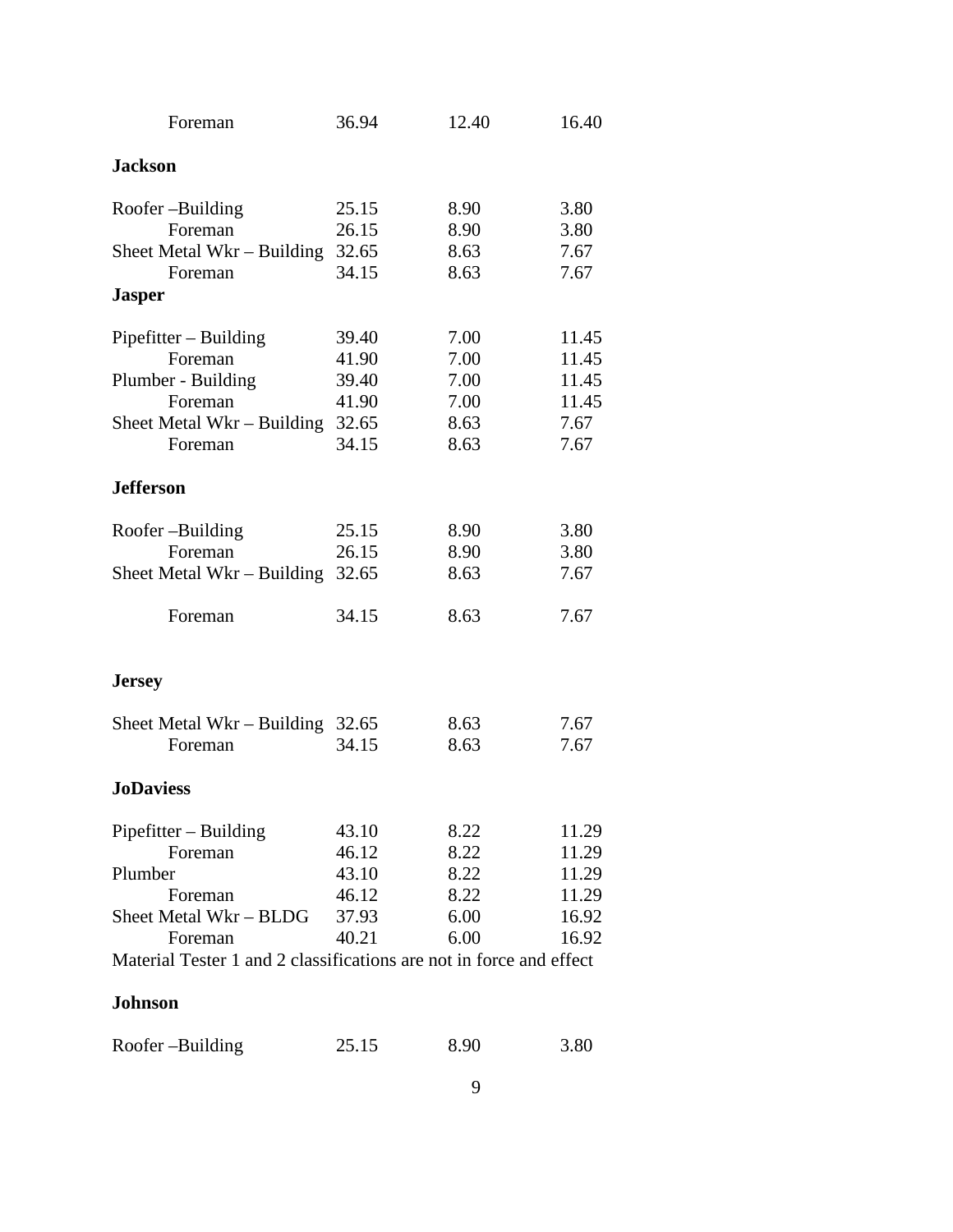| | | | |
|---|---|---|---|
| Foreman | 36.94 | 12.40 | 16.40 |

**Jackson**

| | | | |
|---|---|---|---|
| Roofer –Building | 25.15 | 8.90 | 3.80 |
| Foreman | 26.15 | 8.90 | 3.80 |
| Sheet Metal Wkr – Building | 32.65 | 8.63 | 7.67 |
| Foreman | 34.15 | 8.63 | 7.67 |

**Jasper**

| | | | |
|---|---|---|---|
| Pipefitter – Building | 39.40 | 7.00 | 11.45 |
| Foreman | 41.90 | 7.00 | 11.45 |
| Plumber - Building | 39.40 | 7.00 | 11.45 |
| Foreman | 41.90 | 7.00 | 11.45 |
| Sheet Metal Wkr – Building | 32.65 | 8.63 | 7.67 |
| Foreman | 34.15 | 8.63 | 7.67 |

**Jefferson**

| | | | |
|---|---|---|---|
| Roofer –Building | 25.15 | 8.90 | 3.80 |
| Foreman | 26.15 | 8.90 | 3.80 |
| Sheet Metal Wkr – Building | 32.65 | 8.63 | 7.67 |
| Foreman | 34.15 | 8.63 | 7.67 |

**Jersey**

| | | | |
|---|---|---|---|
| Sheet Metal Wkr – Building | 32.65 | 8.63 | 7.67 |
| Foreman | 34.15 | 8.63 | 7.67 |

**JoDaviess**

| | | | |
|---|---|---|---|
| Pipefitter – Building | 43.10 | 8.22 | 11.29 |
| Foreman | 46.12 | 8.22 | 11.29 |
| Plumber | 43.10 | 8.22 | 11.29 |
| Foreman | 46.12 | 8.22 | 11.29 |
| Sheet Metal Wkr – BLDG | 37.93 | 6.00 | 16.92 |
| Foreman | 40.21 | 6.00 | 16.92 |

Material Tester 1 and 2 classifications are not in force and effect

**Johnson**

| | | | |
|---|---|---|---|
| Roofer –Building | 25.15 | 8.90 | 3.80 |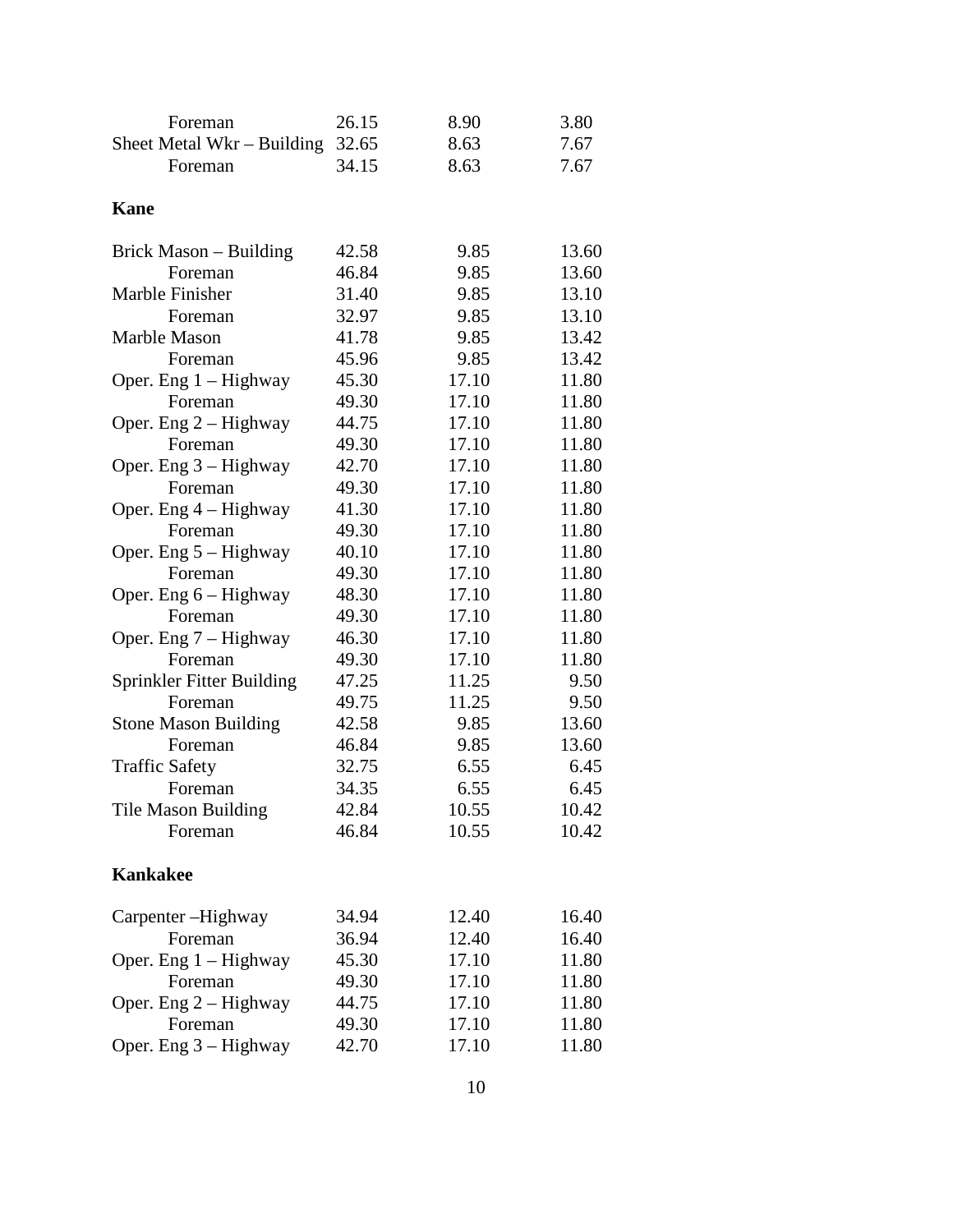| | | | |
|---|---|---|---|
| Foreman | 26.15 | 8.90 | 3.80 |
| Sheet Metal Wkr – Building | 32.65 | 8.63 | 7.67 |
| Foreman | 34.15 | 8.63 | 7.67 |

**Kane**

| | | | |
|---|---|---|---|
| Brick Mason – Building | 42.58 | 9.85 | 13.60 |
| Foreman | 46.84 | 9.85 | 13.60 |
| Marble Finisher | 31.40 | 9.85 | 13.10 |
| Foreman | 32.97 | 9.85 | 13.10 |
| Marble Mason | 41.78 | 9.85 | 13.42 |
| Foreman | 45.96 | 9.85 | 13.42 |
| Oper. Eng 1 – Highway | 45.30 | 17.10 | 11.80 |
| Foreman | 49.30 | 17.10 | 11.80 |
| Oper. Eng 2 – Highway | 44.75 | 17.10 | 11.80 |
| Foreman | 49.30 | 17.10 | 11.80 |
| Oper. Eng 3 – Highway | 42.70 | 17.10 | 11.80 |
| Foreman | 49.30 | 17.10 | 11.80 |
| Oper. Eng 4 – Highway | 41.30 | 17.10 | 11.80 |
| Foreman | 49.30 | 17.10 | 11.80 |
| Oper. Eng 5 – Highway | 40.10 | 17.10 | 11.80 |
| Foreman | 49.30 | 17.10 | 11.80 |
| Oper. Eng 6 – Highway | 48.30 | 17.10 | 11.80 |
| Foreman | 49.30 | 17.10 | 11.80 |
| Oper. Eng 7 – Highway | 46.30 | 17.10 | 11.80 |
| Foreman | 49.30 | 17.10 | 11.80 |
| Sprinkler Fitter Building | 47.25 | 11.25 | 9.50 |
| Foreman | 49.75 | 11.25 | 9.50 |
| Stone Mason Building | 42.58 | 9.85 | 13.60 |
| Foreman | 46.84 | 9.85 | 13.60 |
| Traffic Safety | 32.75 | 6.55 | 6.45 |
| Foreman | 34.35 | 6.55 | 6.45 |
| Tile Mason Building | 42.84 | 10.55 | 10.42 |
| Foreman | 46.84 | 10.55 | 10.42 |

**Kankakee**

| | | | |
|---|---|---|---|
| Carpenter –Highway | 34.94 | 12.40 | 16.40 |
| Foreman | 36.94 | 12.40 | 16.40 |
| Oper. Eng 1 – Highway | 45.30 | 17.10 | 11.80 |
| Foreman | 49.30 | 17.10 | 11.80 |
| Oper. Eng 2 – Highway | 44.75 | 17.10 | 11.80 |
| Foreman | 49.30 | 17.10 | 11.80 |
| Oper. Eng 3 – Highway | 42.70 | 17.10 | 11.80 |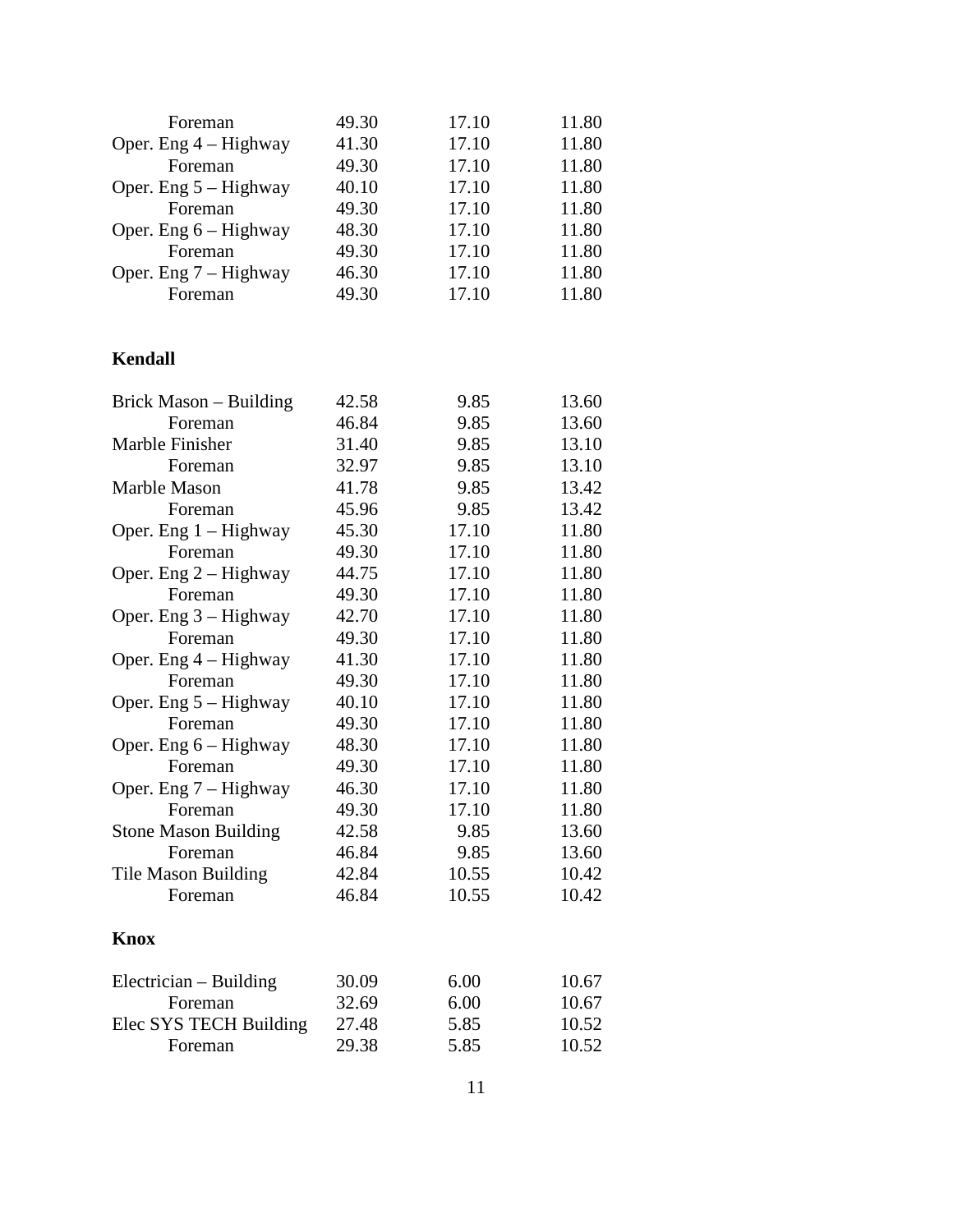| | | | |
|---|---|---|---|
| Foreman | 49.30 | 17.10 | 11.80 |
| Oper. Eng 4 – Highway | 41.30 | 17.10 | 11.80 |
| Foreman | 49.30 | 17.10 | 11.80 |
| Oper. Eng 5 – Highway | 40.10 | 17.10 | 11.80 |
| Foreman | 49.30 | 17.10 | 11.80 |
| Oper. Eng 6 – Highway | 48.30 | 17.10 | 11.80 |
| Foreman | 49.30 | 17.10 | 11.80 |
| Oper. Eng 7 – Highway | 46.30 | 17.10 | 11.80 |
| Foreman | 49.30 | 17.10 | 11.80 |

**Kendall**

| | | | |
|---|---|---|---|
| Brick Mason – Building | 42.58 | 9.85 | 13.60 |
| Foreman | 46.84 | 9.85 | 13.60 |
| Marble Finisher | 31.40 | 9.85 | 13.10 |
| Foreman | 32.97 | 9.85 | 13.10 |
| Marble Mason | 41.78 | 9.85 | 13.42 |
| Foreman | 45.96 | 9.85 | 13.42 |
| Oper. Eng 1 – Highway | 45.30 | 17.10 | 11.80 |
| Foreman | 49.30 | 17.10 | 11.80 |
| Oper. Eng 2 – Highway | 44.75 | 17.10 | 11.80 |
| Foreman | 49.30 | 17.10 | 11.80 |
| Oper. Eng 3 – Highway | 42.70 | 17.10 | 11.80 |
| Foreman | 49.30 | 17.10 | 11.80 |
| Oper. Eng 4 – Highway | 41.30 | 17.10 | 11.80 |
| Foreman | 49.30 | 17.10 | 11.80 |
| Oper. Eng 5 – Highway | 40.10 | 17.10 | 11.80 |
| Foreman | 49.30 | 17.10 | 11.80 |
| Oper. Eng 6 – Highway | 48.30 | 17.10 | 11.80 |
| Foreman | 49.30 | 17.10 | 11.80 |
| Oper. Eng 7 – Highway | 46.30 | 17.10 | 11.80 |
| Foreman | 49.30 | 17.10 | 11.80 |
| Stone Mason Building | 42.58 | 9.85 | 13.60 |
| Foreman | 46.84 | 9.85 | 13.60 |
| Tile Mason Building | 42.84 | 10.55 | 10.42 |
| Foreman | 46.84 | 10.55 | 10.42 |

**Knox**

| | | | |
|---|---|---|---|
| Electrician – Building | 30.09 | 6.00 | 10.67 |
| Foreman | 32.69 | 6.00 | 10.67 |
| Elec SYS TECH Building | 27.48 | 5.85 | 10.52 |
| Foreman | 29.38 | 5.85 | 10.52 |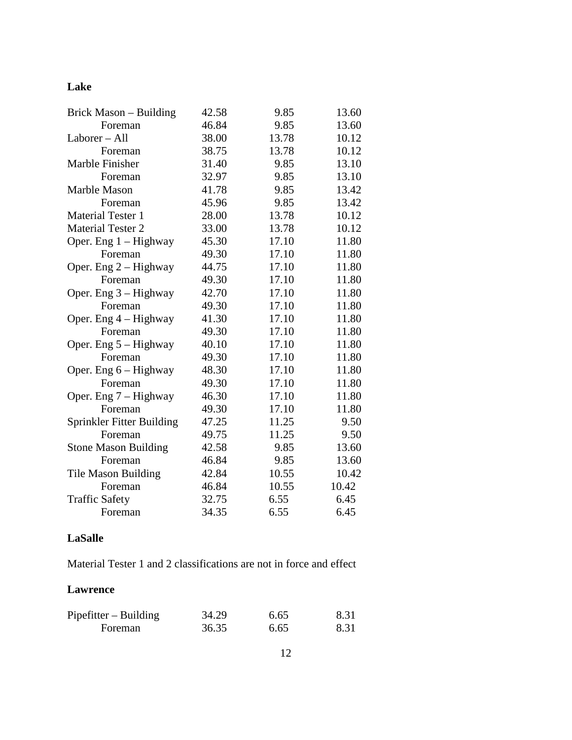**Lake**

| | | | |
|---|---|---|---|
| Brick Mason – Building | 42.58 | 9.85 | 13.60 |
| Foreman | 46.84 | 9.85 | 13.60 |
| Laborer – All | 38.00 | 13.78 | 10.12 |
| Foreman | 38.75 | 13.78 | 10.12 |
| Marble Finisher | 31.40 | 9.85 | 13.10 |
| Foreman | 32.97 | 9.85 | 13.10 |
| Marble Mason | 41.78 | 9.85 | 13.42 |
| Foreman | 45.96 | 9.85 | 13.42 |
| Material Tester 1 | 28.00 | 13.78 | 10.12 |
| Material Tester 2 | 33.00 | 13.78 | 10.12 |
| Oper. Eng 1 – Highway | 45.30 | 17.10 | 11.80 |
| Foreman | 49.30 | 17.10 | 11.80 |
| Oper. Eng 2 – Highway | 44.75 | 17.10 | 11.80 |
| Foreman | 49.30 | 17.10 | 11.80 |
| Oper. Eng 3 – Highway | 42.70 | 17.10 | 11.80 |
| Foreman | 49.30 | 17.10 | 11.80 |
| Oper. Eng 4 – Highway | 41.30 | 17.10 | 11.80 |
| Foreman | 49.30 | 17.10 | 11.80 |
| Oper. Eng 5 – Highway | 40.10 | 17.10 | 11.80 |
| Foreman | 49.30 | 17.10 | 11.80 |
| Oper. Eng 6 – Highway | 48.30 | 17.10 | 11.80 |
| Foreman | 49.30 | 17.10 | 11.80 |
| Oper. Eng 7 – Highway | 46.30 | 17.10 | 11.80 |
| Foreman | 49.30 | 17.10 | 11.80 |
| Sprinkler Fitter Building | 47.25 | 11.25 | 9.50 |
| Foreman | 49.75 | 11.25 | 9.50 |
| Stone Mason Building | 42.58 | 9.85 | 13.60 |
| Foreman | 46.84 | 9.85 | 13.60 |
| Tile Mason Building | 42.84 | 10.55 | 10.42 |
| Foreman | 46.84 | 10.55 | 10.42 |
| Traffic Safety | 32.75 | 6.55 | 6.45 |
| Foreman | 34.35 | 6.55 | 6.45 |

**LaSalle**

Material Tester 1 and 2 classifications are not in force and effect

**Lawrence**

| | | | |
|---|---|---|---|
| Pipefitter – Building | 34.29 | 6.65 | 8.31 |
| Foreman | 36.35 | 6.65 | 8.31 |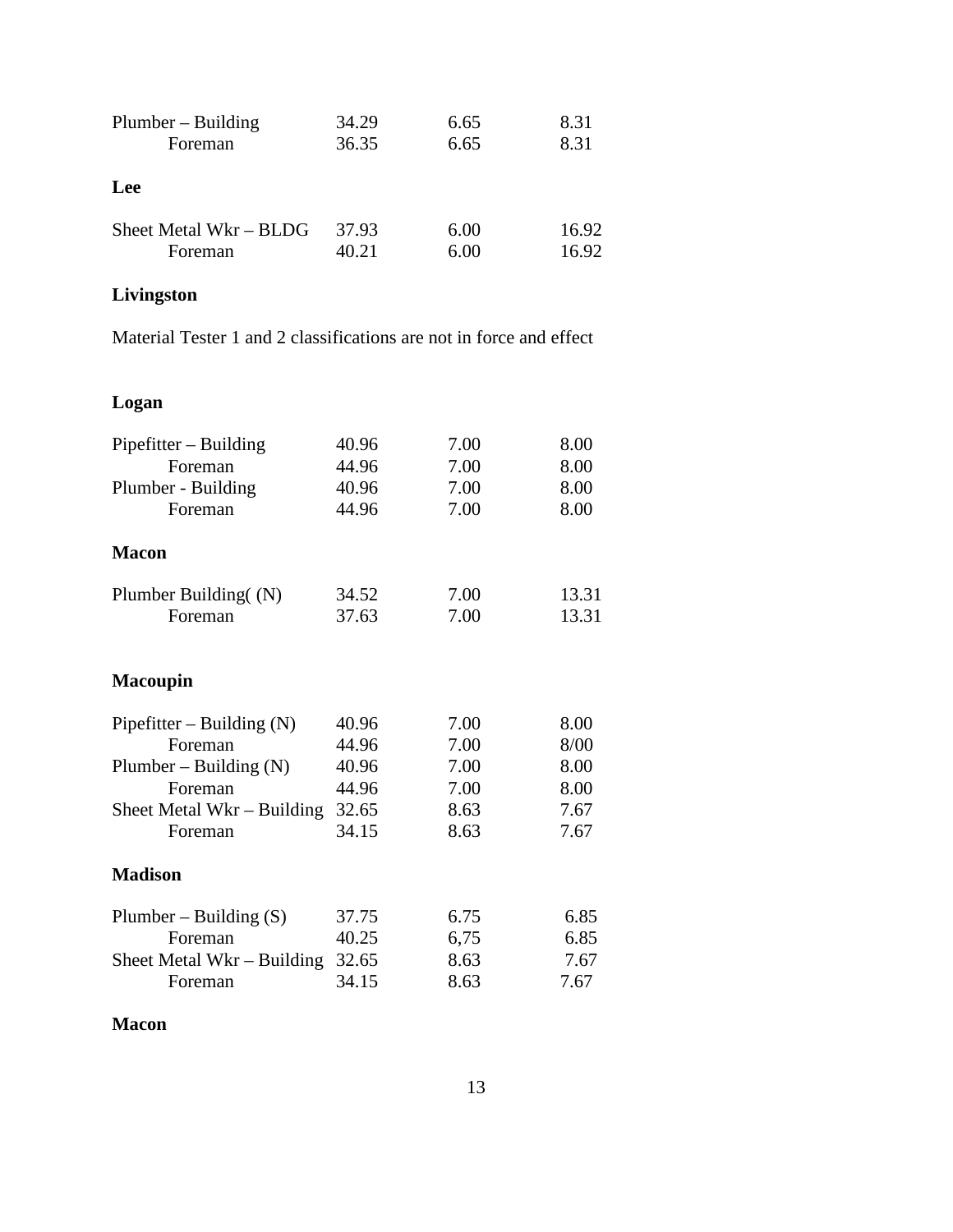| | | | |
|---|---|---|---|
| Plumber – Building | 34.29 | 6.65 | 8.31 |
| Foreman | 36.35 | 6.65 | 8.31 |

**Lee**

| | | | |
|---|---|---|---|
| Sheet Metal Wkr – BLDG | 37.93 | 6.00 | 16.92 |
| Foreman | 40.21 | 6.00 | 16.92 |

**Livingston**

Material Tester 1 and 2 classifications are not in force and effect

**Logan**

| | | | |
|---|---|---|---|
| Pipefitter – Building | 40.96 | 7.00 | 8.00 |
| Foreman | 44.96 | 7.00 | 8.00 |
| Plumber - Building | 40.96 | 7.00 | 8.00 |
| Foreman | 44.96 | 7.00 | 8.00 |

**Macon**

| | | | |
|---|---|---|---|
| Plumber Building( (N) | 34.52 | 7.00 | 13.31 |
| Foreman | 37.63 | 7.00 | 13.31 |

**Macoupin**

| | | | |
|---|---|---|---|
| Pipefitter – Building (N) | 40.96 | 7.00 | 8.00 |
| Foreman | 44.96 | 7.00 | 8/00 |
| Plumber – Building (N) | 40.96 | 7.00 | 8.00 |
| Foreman | 44.96 | 7.00 | 8.00 |
| Sheet Metal Wkr – Building | 32.65 | 8.63 | 7.67 |
| Foreman | 34.15 | 8.63 | 7.67 |

**Madison**

| | | | |
|---|---|---|---|
| Plumber – Building (S) | 37.75 | 6.75 | 6.85 |
| Foreman | 40.25 | 6,75 | 6.85 |
| Sheet Metal Wkr – Building | 32.65 | 8.63 | 7.67 |
| Foreman | 34.15 | 8.63 | 7.67 |

**Macon**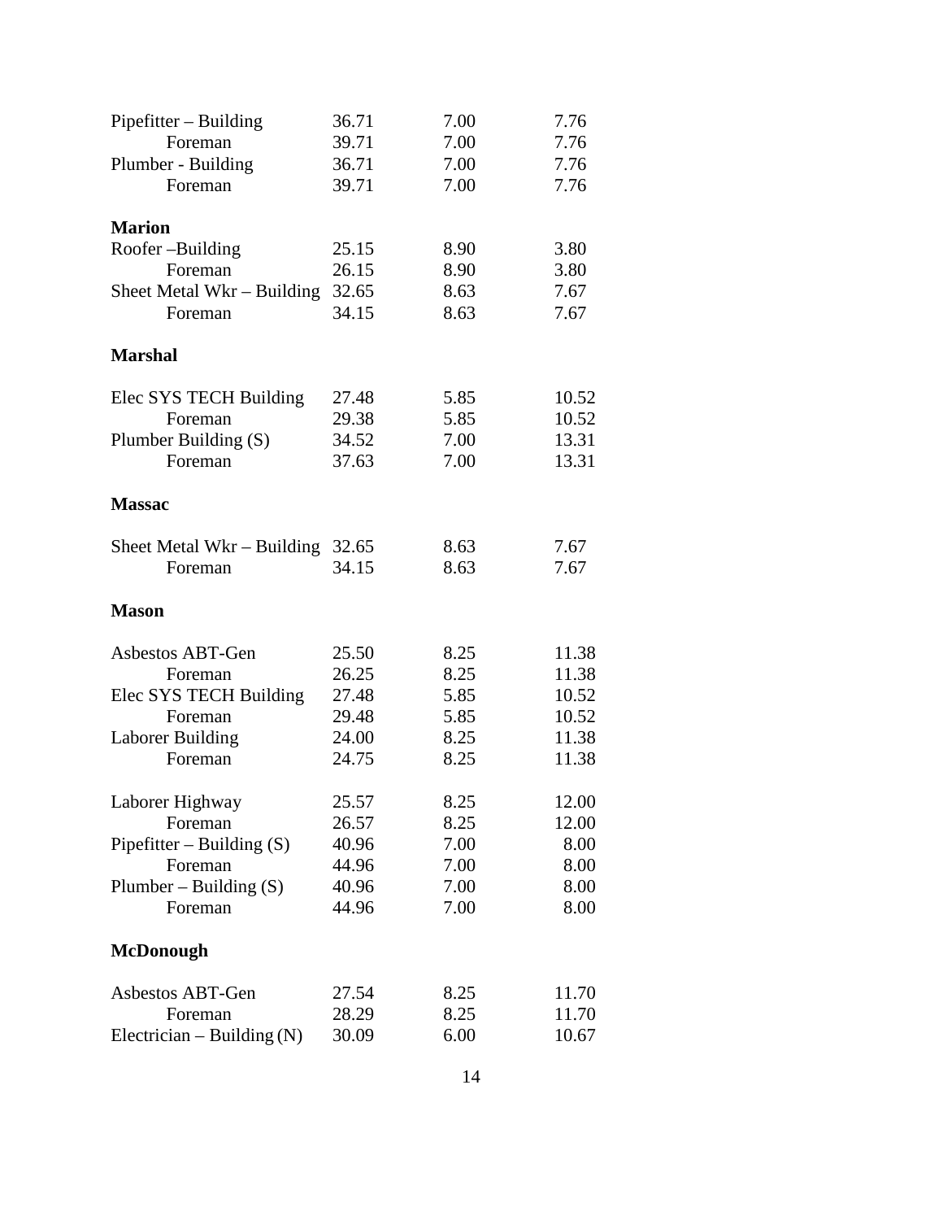| | | | |
|---|---|---|---|
| Pipefitter – Building | 36.71 | 7.00 | 7.76 |
| Foreman | 39.71 | 7.00 | 7.76 |
| Plumber - Building | 36.71 | 7.00 | 7.76 |
| Foreman | 39.71 | 7.00 | 7.76 |
| **Marion** | | | |
| Roofer –Building | 25.15 | 8.90 | 3.80 |
| Foreman | 26.15 | 8.90 | 3.80 |
| Sheet Metal Wkr – Building | 32.65 | 8.63 | 7.67 |
| Foreman | 34.15 | 8.63 | 7.67 |
| **Marshal** | | | |
| Elec SYS TECH Building | 27.48 | 5.85 | 10.52 |
| Foreman | 29.38 | 5.85 | 10.52 |
| Plumber Building (S) | 34.52 | 7.00 | 13.31 |
| Foreman | 37.63 | 7.00 | 13.31 |
| **Massac** | | | |
| Sheet Metal Wkr – Building | 32.65 | 8.63 | 7.67 |
| Foreman | 34.15 | 8.63 | 7.67 |
| **Mason** | | | |
| Asbestos ABT-Gen | 25.50 | 8.25 | 11.38 |
| Foreman | 26.25 | 8.25 | 11.38 |
| Elec SYS TECH Building | 27.48 | 5.85 | 10.52 |
| Foreman | 29.48 | 5.85 | 10.52 |
| Laborer Building | 24.00 | 8.25 | 11.38 |
| Foreman | 24.75 | 8.25 | 11.38 |
| Laborer Highway | 25.57 | 8.25 | 12.00 |
| Foreman | 26.57 | 8.25 | 12.00 |
| Pipefitter – Building (S) | 40.96 | 7.00 | 8.00 |
| Foreman | 44.96 | 7.00 | 8.00 |
| Plumber – Building (S) | 40.96 | 7.00 | 8.00 |
| Foreman | 44.96 | 7.00 | 8.00 |
| **McDonough** | | | |
| Asbestos ABT-Gen | 27.54 | 8.25 | 11.70 |
| Foreman | 28.29 | 8.25 | 11.70 |
| Electrician – Building (N) | 30.09 | 6.00 | 10.67 |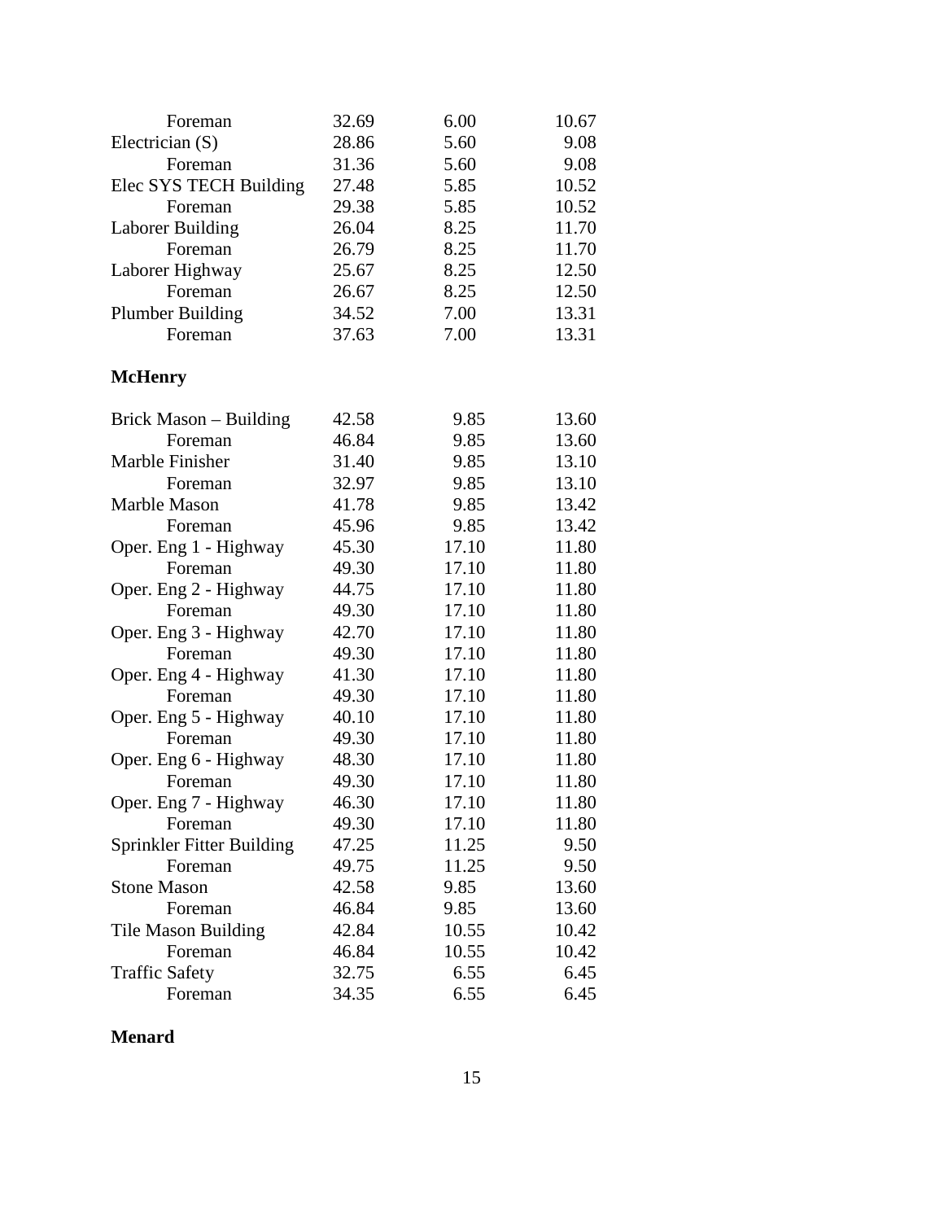| | | | |
|---|---|---|---|
| Foreman | 32.69 | 6.00 | 10.67 |
| Electrician (S) | 28.86 | 5.60 | 9.08 |
| Foreman | 31.36 | 5.60 | 9.08 |
| Elec SYS TECH Building | 27.48 | 5.85 | 10.52 |
| Foreman | 29.38 | 5.85 | 10.52 |
| Laborer Building | 26.04 | 8.25 | 11.70 |
| Foreman | 26.79 | 8.25 | 11.70 |
| Laborer Highway | 25.67 | 8.25 | 12.50 |
| Foreman | 26.67 | 8.25 | 12.50 |
| Plumber Building | 34.52 | 7.00 | 13.31 |
| Foreman | 37.63 | 7.00 | 13.31 |

**McHenry**

| | | | |
|---|---|---|---|
| Brick Mason – Building | 42.58 | 9.85 | 13.60 |
| Foreman | 46.84 | 9.85 | 13.60 |
| Marble Finisher | 31.40 | 9.85 | 13.10 |
| Foreman | 32.97 | 9.85 | 13.10 |
| Marble Mason | 41.78 | 9.85 | 13.42 |
| Foreman | 45.96 | 9.85 | 13.42 |
| Oper. Eng 1 - Highway | 45.30 | 17.10 | 11.80 |
| Foreman | 49.30 | 17.10 | 11.80 |
| Oper. Eng 2 - Highway | 44.75 | 17.10 | 11.80 |
| Foreman | 49.30 | 17.10 | 11.80 |
| Oper. Eng 3 - Highway | 42.70 | 17.10 | 11.80 |
| Foreman | 49.30 | 17.10 | 11.80 |
| Oper. Eng 4 - Highway | 41.30 | 17.10 | 11.80 |
| Foreman | 49.30 | 17.10 | 11.80 |
| Oper. Eng 5 - Highway | 40.10 | 17.10 | 11.80 |
| Foreman | 49.30 | 17.10 | 11.80 |
| Oper. Eng 6 - Highway | 48.30 | 17.10 | 11.80 |
| Foreman | 49.30 | 17.10 | 11.80 |
| Oper. Eng 7 - Highway | 46.30 | 17.10 | 11.80 |
| Foreman | 49.30 | 17.10 | 11.80 |
| Sprinkler Fitter Building | 47.25 | 11.25 | 9.50 |
| Foreman | 49.75 | 11.25 | 9.50 |
| Stone Mason | 42.58 | 9.85 | 13.60 |
| Foreman | 46.84 | 9.85 | 13.60 |
| Tile Mason Building | 42.84 | 10.55 | 10.42 |
| Foreman | 46.84 | 10.55 | 10.42 |
| Traffic Safety | 32.75 | 6.55 | 6.45 |
| Foreman | 34.35 | 6.55 | 6.45 |

**Menard**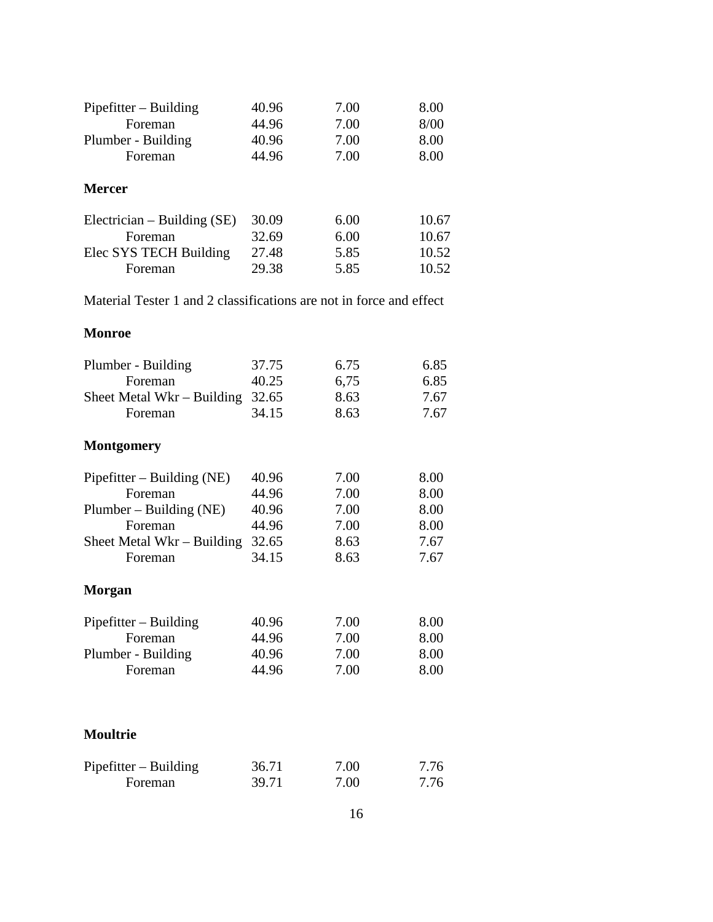| | | | |
|---|---|---|---|
| Pipefitter – Building | 40.96 | 7.00 | 8.00 |
| Foreman | 44.96 | 7.00 | 8/00 |
| Plumber - Building | 40.96 | 7.00 | 8.00 |
| Foreman | 44.96 | 7.00 | 8.00 |

**Mercer**

| | | | |
|---|---|---|---|
| Electrician – Building (SE) | 30.09 | 6.00 | 10.67 |
| Foreman | 32.69 | 6.00 | 10.67 |
| Elec SYS TECH Building | 27.48 | 5.85 | 10.52 |
| Foreman | 29.38 | 5.85 | 10.52 |

Material Tester 1 and 2 classifications are not in force and effect

**Monroe**

| | | | |
|---|---|---|---|
| Plumber - Building | 37.75 | 6.75 | 6.85 |
| Foreman | 40.25 | 6,75 | 6.85 |
| Sheet Metal Wkr – Building | 32.65 | 8.63 | 7.67 |
| Foreman | 34.15 | 8.63 | 7.67 |

**Montgomery**

| | | | |
|---|---|---|---|
| Pipefitter – Building (NE) | 40.96 | 7.00 | 8.00 |
| Foreman | 44.96 | 7.00 | 8.00 |
| Plumber – Building (NE) | 40.96 | 7.00 | 8.00 |
| Foreman | 44.96 | 7.00 | 8.00 |
| Sheet Metal Wkr – Building | 32.65 | 8.63 | 7.67 |
| Foreman | 34.15 | 8.63 | 7.67 |

**Morgan**

| | | | |
|---|---|---|---|
| Pipefitter – Building | 40.96 | 7.00 | 8.00 |
| Foreman | 44.96 | 7.00 | 8.00 |
| Plumber - Building | 40.96 | 7.00 | 8.00 |
| Foreman | 44.96 | 7.00 | 8.00 |

**Moultrie**

| | | | |
|---|---|---|---|
| Pipefitter – Building | 36.71 | 7.00 | 7.76 |
| Foreman | 39.71 | 7.00 | 7.76 |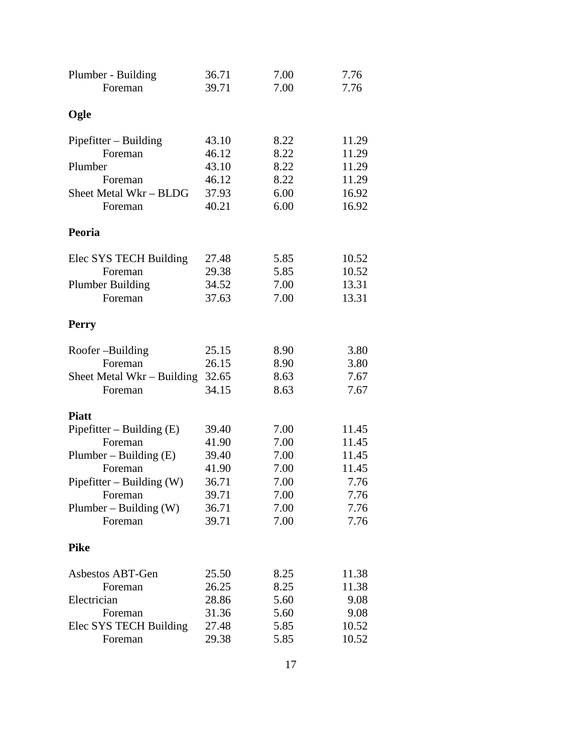| | | | |
|---|---|---|---|
| Plumber - Building | 36.71 | 7.00 | 7.76 |
| Foreman | 39.71 | 7.00 | 7.76 |

**Ogle**

| | | | |
|---|---|---|---|
| Pipefitter – Building | 43.10 | 8.22 | 11.29 |
| Foreman | 46.12 | 8.22 | 11.29 |
| Plumber | 43.10 | 8.22 | 11.29 |
| Foreman | 46.12 | 8.22 | 11.29 |
| Sheet Metal Wkr – BLDG | 37.93 | 6.00 | 16.92 |
| Foreman | 40.21 | 6.00 | 16.92 |

**Peoria**

| | | | |
|---|---|---|---|
| Elec SYS TECH Building | 27.48 | 5.85 | 10.52 |
| Foreman | 29.38 | 5.85 | 10.52 |
| Plumber Building | 34.52 | 7.00 | 13.31 |
| Foreman | 37.63 | 7.00 | 13.31 |

**Perry**

| | | | |
|---|---|---|---|
| Roofer –Building | 25.15 | 8.90 | 3.80 |
| Foreman | 26.15 | 8.90 | 3.80 |
| Sheet Metal Wkr – Building | 32.65 | 8.63 | 7.67 |
| Foreman | 34.15 | 8.63 | 7.67 |

**Piatt**

| | | | |
|---|---|---|---|
| Pipefitter – Building (E) | 39.40 | 7.00 | 11.45 |
| Foreman | 41.90 | 7.00 | 11.45 |
| Plumber – Building (E) | 39.40 | 7.00 | 11.45 |
| Foreman | 41.90 | 7.00 | 11.45 |
| Pipefitter – Building (W) | 36.71 | 7.00 | 7.76 |
| Foreman | 39.71 | 7.00 | 7.76 |
| Plumber – Building (W) | 36.71 | 7.00 | 7.76 |
| Foreman | 39.71 | 7.00 | 7.76 |

**Pike**

| | | | |
|---|---|---|---|
| Asbestos ABT-Gen | 25.50 | 8.25 | 11.38 |
| Foreman | 26.25 | 8.25 | 11.38 |
| Electrician | 28.86 | 5.60 | 9.08 |
| Foreman | 31.36 | 5.60 | 9.08 |
| Elec SYS TECH Building | 27.48 | 5.85 | 10.52 |
| Foreman | 29.38 | 5.85 | 10.52 |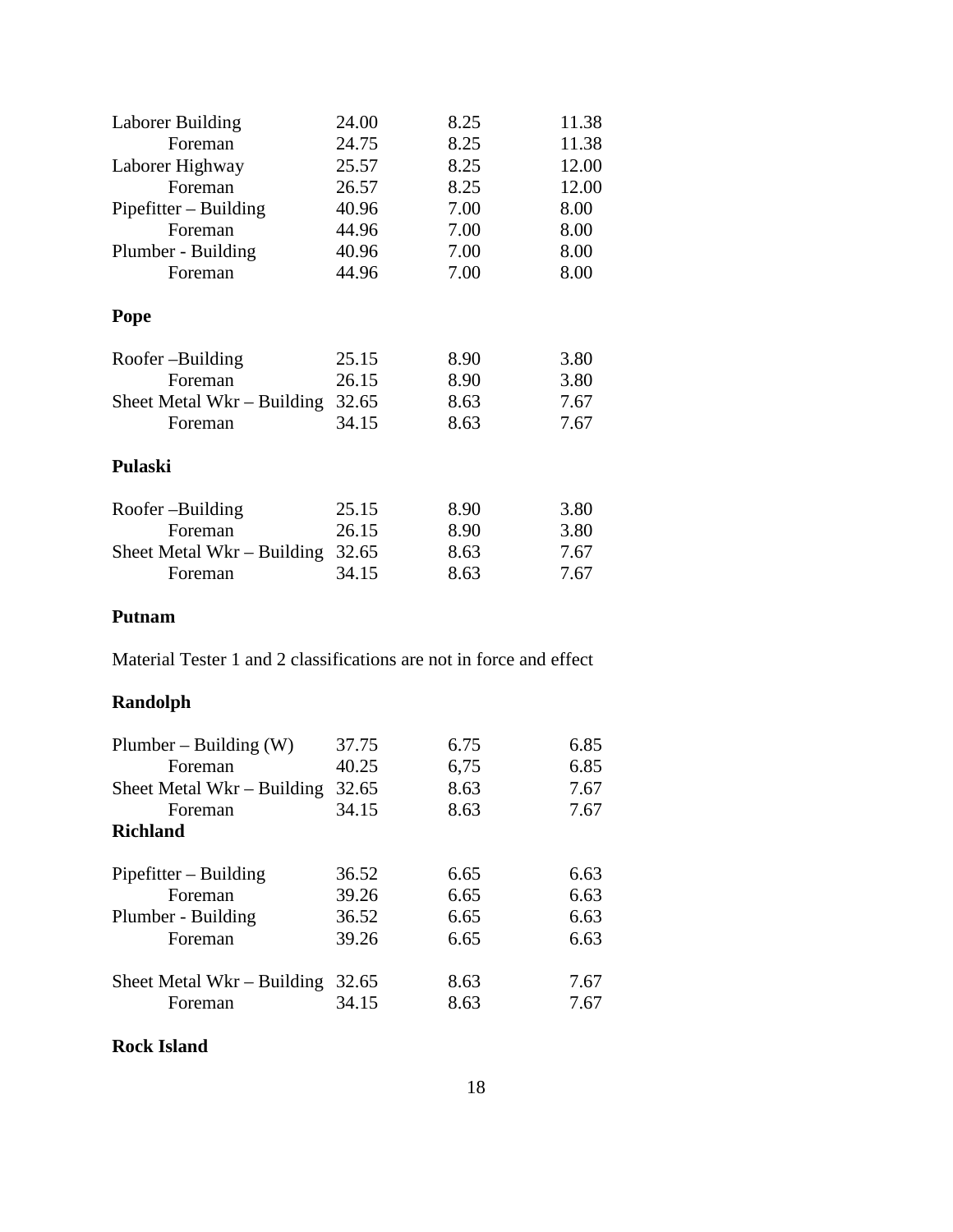| | | | |
|---|---|---|---|
| Laborer Building | 24.00 | 8.25 | 11.38 |
| Foreman | 24.75 | 8.25 | 11.38 |
| Laborer Highway | 25.57 | 8.25 | 12.00 |
| Foreman | 26.57 | 8.25 | 12.00 |
| Pipefitter – Building | 40.96 | 7.00 | 8.00 |
| Foreman | 44.96 | 7.00 | 8.00 |
| Plumber - Building | 40.96 | 7.00 | 8.00 |
| Foreman | 44.96 | 7.00 | 8.00 |

**Pope**

| | | | |
|---|---|---|---|
| Roofer –Building | 25.15 | 8.90 | 3.80 |
| Foreman | 26.15 | 8.90 | 3.80 |
| Sheet Metal Wkr – Building | 32.65 | 8.63 | 7.67 |
| Foreman | 34.15 | 8.63 | 7.67 |

**Pulaski**

| | | | |
|---|---|---|---|
| Roofer –Building | 25.15 | 8.90 | 3.80 |
| Foreman | 26.15 | 8.90 | 3.80 |
| Sheet Metal Wkr – Building | 32.65 | 8.63 | 7.67 |
| Foreman | 34.15 | 8.63 | 7.67 |

**Putnam**

Material Tester 1 and 2 classifications are not in force and effect

**Randolph**

| | | | |
|---|---|---|---|
| Plumber – Building (W) | 37.75 | 6.75 | 6.85 |
| Foreman | 40.25 | 6,75 | 6.85 |
| Sheet Metal Wkr – Building | 32.65 | 8.63 | 7.67 |
| Foreman | 34.15 | 8.63 | 7.67 |

**Richland**

| | | | |
|---|---|---|---|
| Pipefitter – Building | 36.52 | 6.65 | 6.63 |
| Foreman | 39.26 | 6.65 | 6.63 |
| Plumber - Building | 36.52 | 6.65 | 6.63 |
| Foreman | 39.26 | 6.65 | 6.63 |
| Sheet Metal Wkr – Building | 32.65 | 8.63 | 7.67 |
| Foreman | 34.15 | 8.63 | 7.67 |

**Rock Island**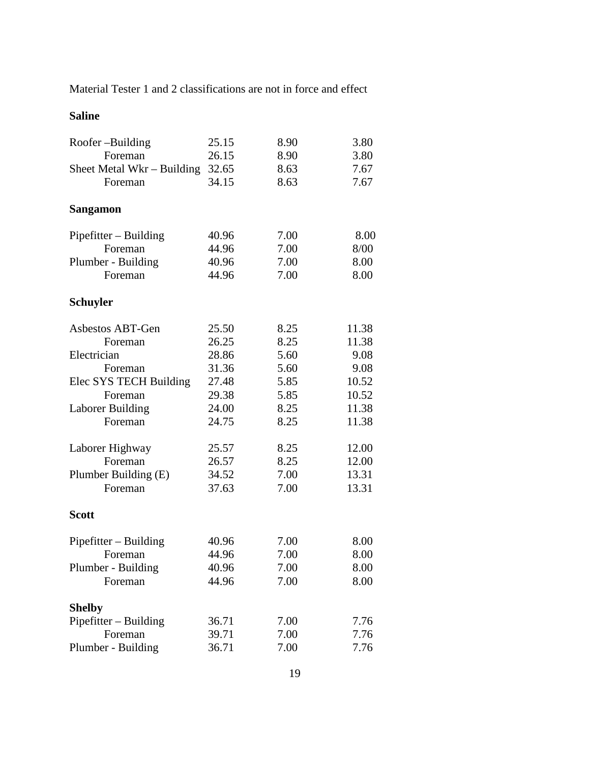Material Tester 1 and 2 classifications are not in force and effect

**Saline**

| | | | |
|---|---|---|---|
| Roofer –Building | 25.15 | 8.90 | 3.80 |
| Foreman | 26.15 | 8.90 | 3.80 |
| Sheet Metal Wkr – Building | 32.65 | 8.63 | 7.67 |
| Foreman | 34.15 | 8.63 | 7.67 |

**Sangamon**

| | | | |
|---|---|---|---|
| Pipefitter – Building | 40.96 | 7.00 | 8.00 |
| Foreman | 44.96 | 7.00 | 8/00 |
| Plumber - Building | 40.96 | 7.00 | 8.00 |
| Foreman | 44.96 | 7.00 | 8.00 |

**Schuyler**

| | | | |
|---|---|---|---|
| Asbestos ABT-Gen | 25.50 | 8.25 | 11.38 |
| Foreman | 26.25 | 8.25 | 11.38 |
| Electrician | 28.86 | 5.60 | 9.08 |
| Foreman | 31.36 | 5.60 | 9.08 |
| Elec SYS TECH Building | 27.48 | 5.85 | 10.52 |
| Foreman | 29.38 | 5.85 | 10.52 |
| Laborer Building | 24.00 | 8.25 | 11.38 |
| Foreman | 24.75 | 8.25 | 11.38 |
| Laborer Highway | 25.57 | 8.25 | 12.00 |
| Foreman | 26.57 | 8.25 | 12.00 |
| Plumber Building (E) | 34.52 | 7.00 | 13.31 |
| Foreman | 37.63 | 7.00 | 13.31 |

**Scott**

| | | | |
|---|---|---|---|
| Pipefitter – Building | 40.96 | 7.00 | 8.00 |
| Foreman | 44.96 | 7.00 | 8.00 |
| Plumber - Building | 40.96 | 7.00 | 8.00 |
| Foreman | 44.96 | 7.00 | 8.00 |

**Shelby**

| | | | |
|---|---|---|---|
| Pipefitter – Building | 36.71 | 7.00 | 7.76 |
| Foreman | 39.71 | 7.00 | 7.76 |
| Plumber - Building | 36.71 | 7.00 | 7.76 |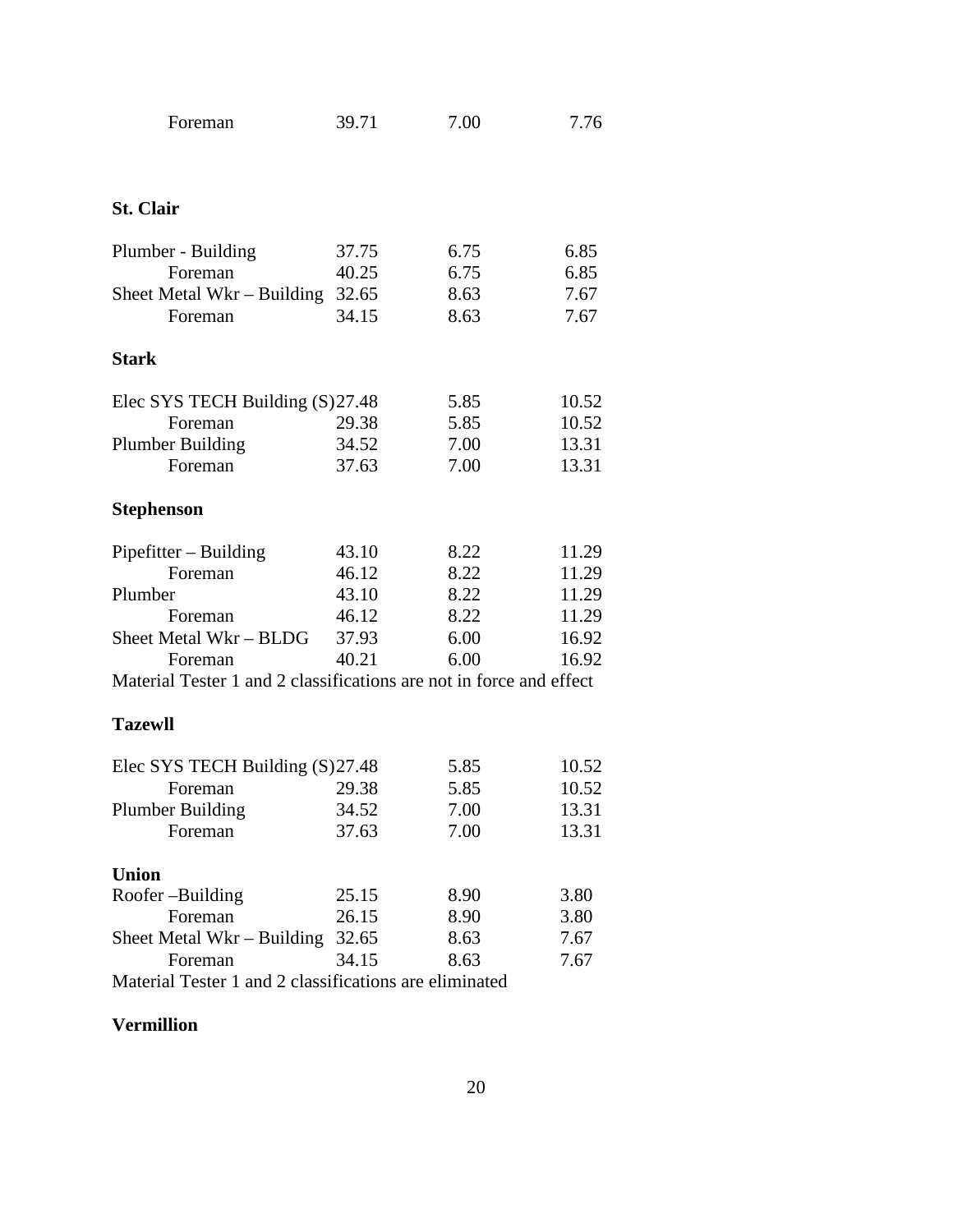| | | | |
|---|---|---|---|
| Foreman | 39.71 | 7.00 | 7.76 |

**St. Clair**

| | | | |
|---|---|---|---|
| Plumber - Building | 37.75 | 6.75 | 6.85 |
| Foreman | 40.25 | 6.75 | 6.85 |
| Sheet Metal Wkr – Building | 32.65 | 8.63 | 7.67 |
| Foreman | 34.15 | 8.63 | 7.67 |

**Stark**

| | | | |
|---|---|---|---|
| Elec SYS TECH Building (S) | 27.48 | 5.85 | 10.52 |
| Foreman | 29.38 | 5.85 | 10.52 |
| Plumber Building | 34.52 | 7.00 | 13.31 |
| Foreman | 37.63 | 7.00 | 13.31 |

**Stephenson**

| | | | |
|---|---|---|---|
| Pipefitter – Building | 43.10 | 8.22 | 11.29 |
| Foreman | 46.12 | 8.22 | 11.29 |
| Plumber | 43.10 | 8.22 | 11.29 |
| Foreman | 46.12 | 8.22 | 11.29 |
| Sheet Metal Wkr – BLDG | 37.93 | 6.00 | 16.92 |
| Foreman | 40.21 | 6.00 | 16.92 |

Material Tester 1 and 2 classifications are not in force and effect

**Tazewll**

| | | | |
|---|---|---|---|
| Elec SYS TECH Building (S) | 27.48 | 5.85 | 10.52 |
| Foreman | 29.38 | 5.85 | 10.52 |
| Plumber Building | 34.52 | 7.00 | 13.31 |
| Foreman | 37.63 | 7.00 | 13.31 |

**Union**

| | | | |
|---|---|---|---|
| Roofer –Building | 25.15 | 8.90 | 3.80 |
| Foreman | 26.15 | 8.90 | 3.80 |
| Sheet Metal Wkr – Building | 32.65 | 8.63 | 7.67 |
| Foreman | 34.15 | 8.63 | 7.67 |

Material Tester 1 and 2 classifications are eliminated

**Vermillion**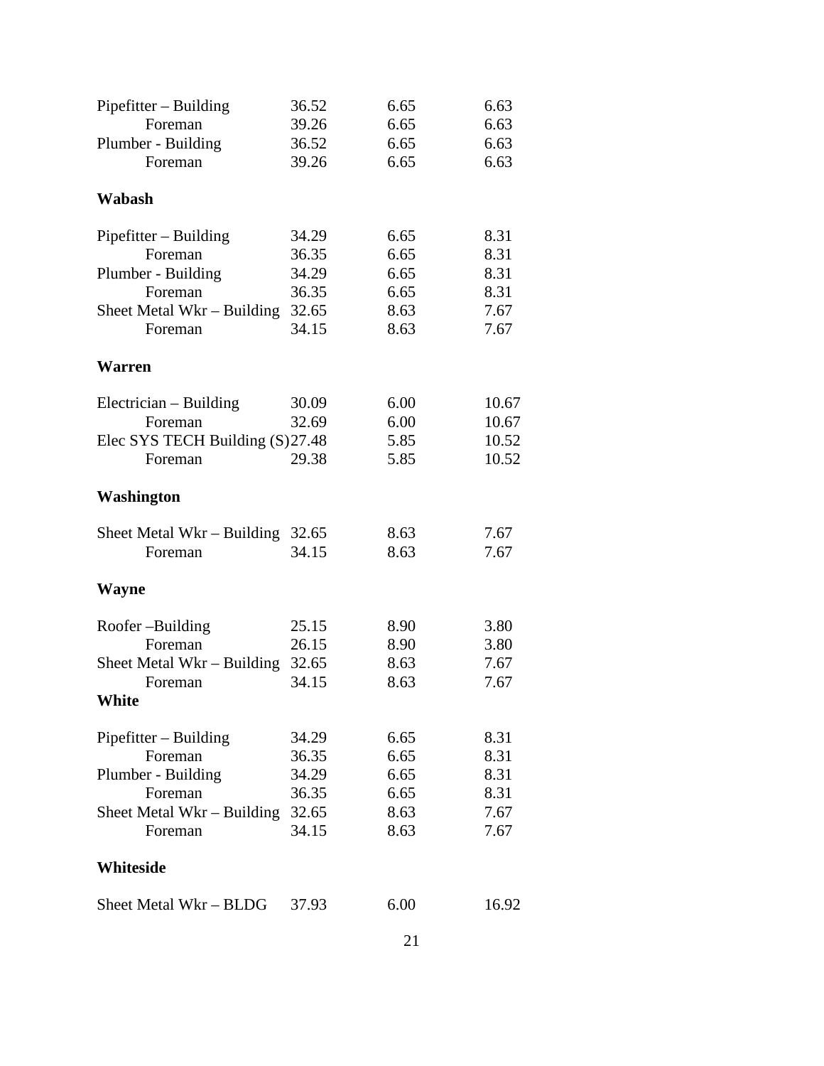| | | | |
|---|---|---|---|
| Pipefitter – Building | 36.52 | 6.65 | 6.63 |
| Foreman | 39.26 | 6.65 | 6.63 |
| Plumber - Building | 36.52 | 6.65 | 6.63 |
| Foreman | 39.26 | 6.65 | 6.63 |

**Wabash**

| | | | |
|---|---|---|---|
| Pipefitter – Building | 34.29 | 6.65 | 8.31 |
| Foreman | 36.35 | 6.65 | 8.31 |
| Plumber - Building | 34.29 | 6.65 | 8.31 |
| Foreman | 36.35 | 6.65 | 8.31 |
| Sheet Metal Wkr – Building | 32.65 | 8.63 | 7.67 |
| Foreman | 34.15 | 8.63 | 7.67 |

**Warren**

| | | | |
|---|---|---|---|
| Electrician – Building | 30.09 | 6.00 | 10.67 |
| Foreman | 32.69 | 6.00 | 10.67 |
| Elec SYS TECH Building (S) | 27.48 | 5.85 | 10.52 |
| Foreman | 29.38 | 5.85 | 10.52 |

**Washington**

| | | | |
|---|---|---|---|
| Sheet Metal Wkr – Building | 32.65 | 8.63 | 7.67 |
| Foreman | 34.15 | 8.63 | 7.67 |

**Wayne**

| | | | |
|---|---|---|---|
| Roofer –Building | 25.15 | 8.90 | 3.80 |
| Foreman | 26.15 | 8.90 | 3.80 |
| Sheet Metal Wkr – Building | 32.65 | 8.63 | 7.67 |
| Foreman | 34.15 | 8.63 | 7.67 |

**White**

| | | | |
|---|---|---|---|
| Pipefitter – Building | 34.29 | 6.65 | 8.31 |
| Foreman | 36.35 | 6.65 | 8.31 |
| Plumber - Building | 34.29 | 6.65 | 8.31 |
| Foreman | 36.35 | 6.65 | 8.31 |
| Sheet Metal Wkr – Building | 32.65 | 8.63 | 7.67 |
| Foreman | 34.15 | 8.63 | 7.67 |

**Whiteside**

| | | | |
|---|---|---|---|
| Sheet Metal Wkr – BLDG | 37.93 | 6.00 | 16.92 |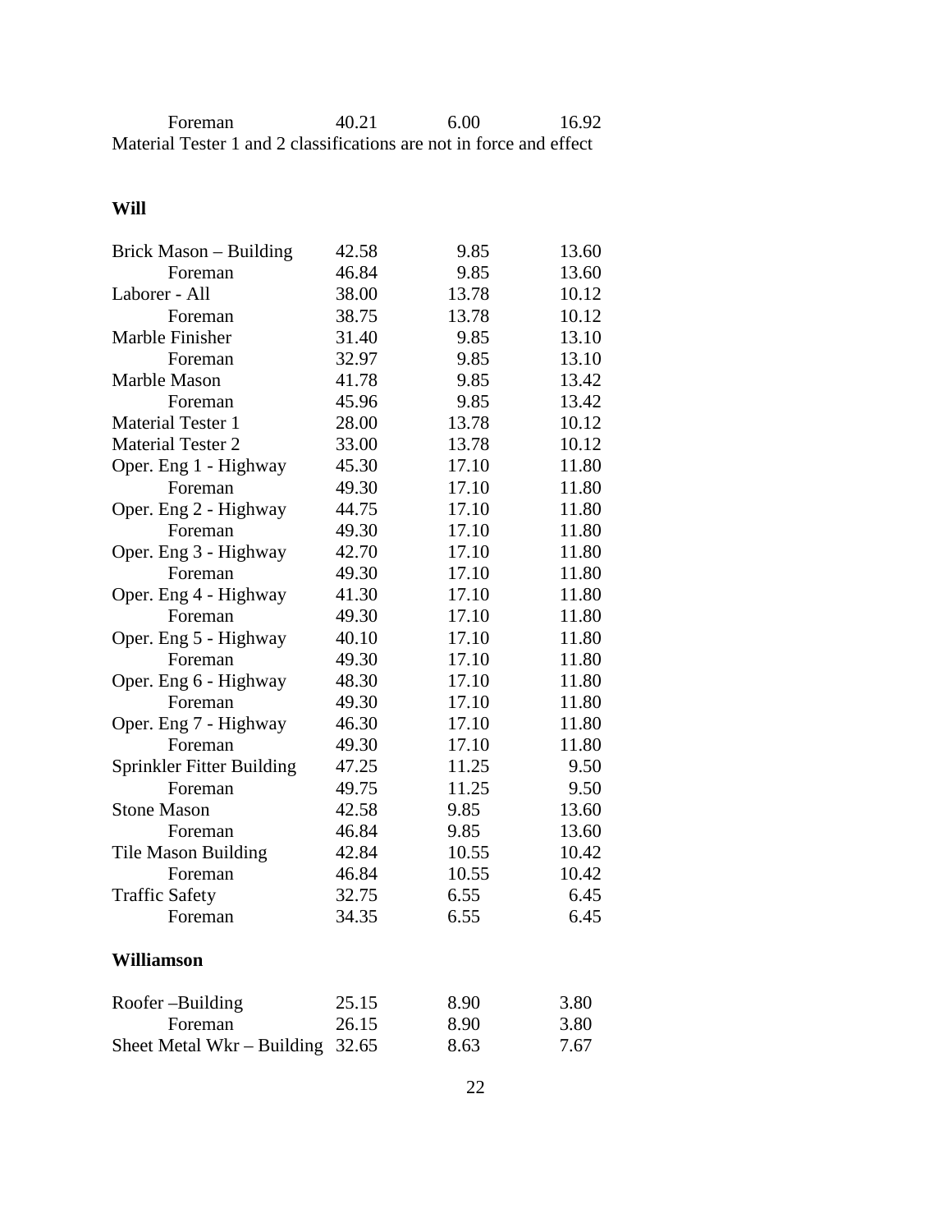| | | | |
|---|---|---|---|
| Foreman | 40.21 | 6.00 | 16.92 |

Material Tester 1 and 2 classifications are not in force and effect

**Will**

| | | | |
|---|---|---|---|
| Brick Mason – Building | 42.58 | 9.85 | 13.60 |
| Foreman | 46.84 | 9.85 | 13.60 |
| Laborer - All | 38.00 | 13.78 | 10.12 |
| Foreman | 38.75 | 13.78 | 10.12 |
| Marble Finisher | 31.40 | 9.85 | 13.10 |
| Foreman | 32.97 | 9.85 | 13.10 |
| Marble Mason | 41.78 | 9.85 | 13.42 |
| Foreman | 45.96 | 9.85 | 13.42 |
| Material Tester 1 | 28.00 | 13.78 | 10.12 |
| Material Tester 2 | 33.00 | 13.78 | 10.12 |
| Oper. Eng 1 - Highway | 45.30 | 17.10 | 11.80 |
| Foreman | 49.30 | 17.10 | 11.80 |
| Oper. Eng 2 - Highway | 44.75 | 17.10 | 11.80 |
| Foreman | 49.30 | 17.10 | 11.80 |
| Oper. Eng 3 - Highway | 42.70 | 17.10 | 11.80 |
| Foreman | 49.30 | 17.10 | 11.80 |
| Oper. Eng 4 - Highway | 41.30 | 17.10 | 11.80 |
| Foreman | 49.30 | 17.10 | 11.80 |
| Oper. Eng 5 - Highway | 40.10 | 17.10 | 11.80 |
| Foreman | 49.30 | 17.10 | 11.80 |
| Oper. Eng 6 - Highway | 48.30 | 17.10 | 11.80 |
| Foreman | 49.30 | 17.10 | 11.80 |
| Oper. Eng 7 - Highway | 46.30 | 17.10 | 11.80 |
| Foreman | 49.30 | 17.10 | 11.80 |
| Sprinkler Fitter Building | 47.25 | 11.25 | 9.50 |
| Foreman | 49.75 | 11.25 | 9.50 |
| Stone Mason | 42.58 | 9.85 | 13.60 |
| Foreman | 46.84 | 9.85 | 13.60 |
| Tile Mason Building | 42.84 | 10.55 | 10.42 |
| Foreman | 46.84 | 10.55 | 10.42 |
| Traffic Safety | 32.75 | 6.55 | 6.45 |
| Foreman | 34.35 | 6.55 | 6.45 |

**Williamson**

| | | | |
|---|---|---|---|
| Roofer –Building | 25.15 | 8.90 | 3.80 |
| Foreman | 26.15 | 8.90 | 3.80 |
| Sheet Metal Wkr – Building | 32.65 | 8.63 | 7.67 |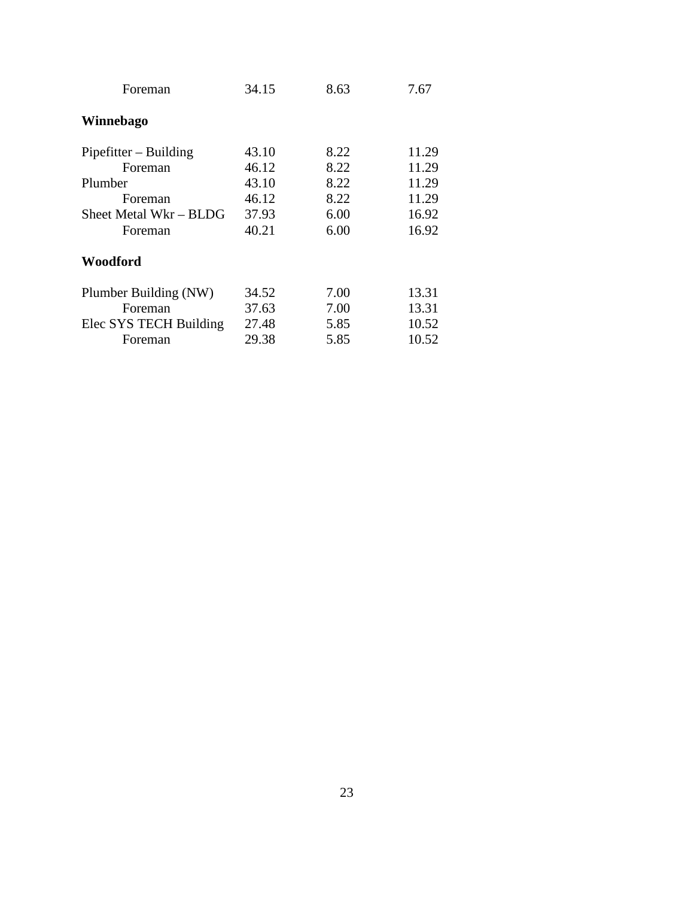| | | | |
|---|---|---|---|
| Foreman | 34.15 | 8.63 | 7.67 |

**Winnebago**

| | | | |
|---|---|---|---|
| Pipefitter – Building | 43.10 | 8.22 | 11.29 |
| Foreman | 46.12 | 8.22 | 11.29 |
| Plumber | 43.10 | 8.22 | 11.29 |
| Foreman | 46.12 | 8.22 | 11.29 |
| Sheet Metal Wkr – BLDG | 37.93 | 6.00 | 16.92 |
| Foreman | 40.21 | 6.00 | 16.92 |

**Woodford**

| | | | |
|---|---|---|---|
| Plumber Building (NW) | 34.52 | 7.00 | 13.31 |
| Foreman | 37.63 | 7.00 | 13.31 |
| Elec SYS TECH Building | 27.48 | 5.85 | 10.52 |
| Foreman | 29.38 | 5.85 | 10.52 |